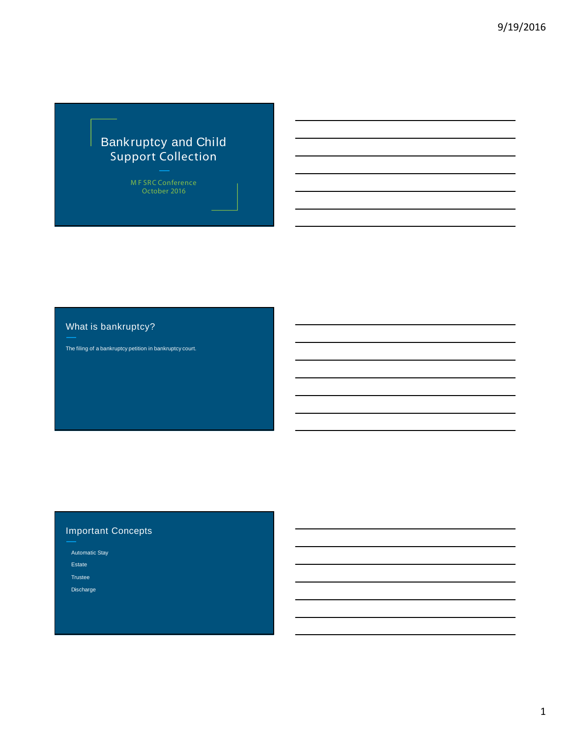# Bankruptcy and Child Support Collection

M F SRC Conference
October 2016

## What is bankruptcy?

The filing of a bankruptcy petition in bankruptcy court.

## Important Concepts

- Automatic Stay
- Estate
- Trustee
- Discharge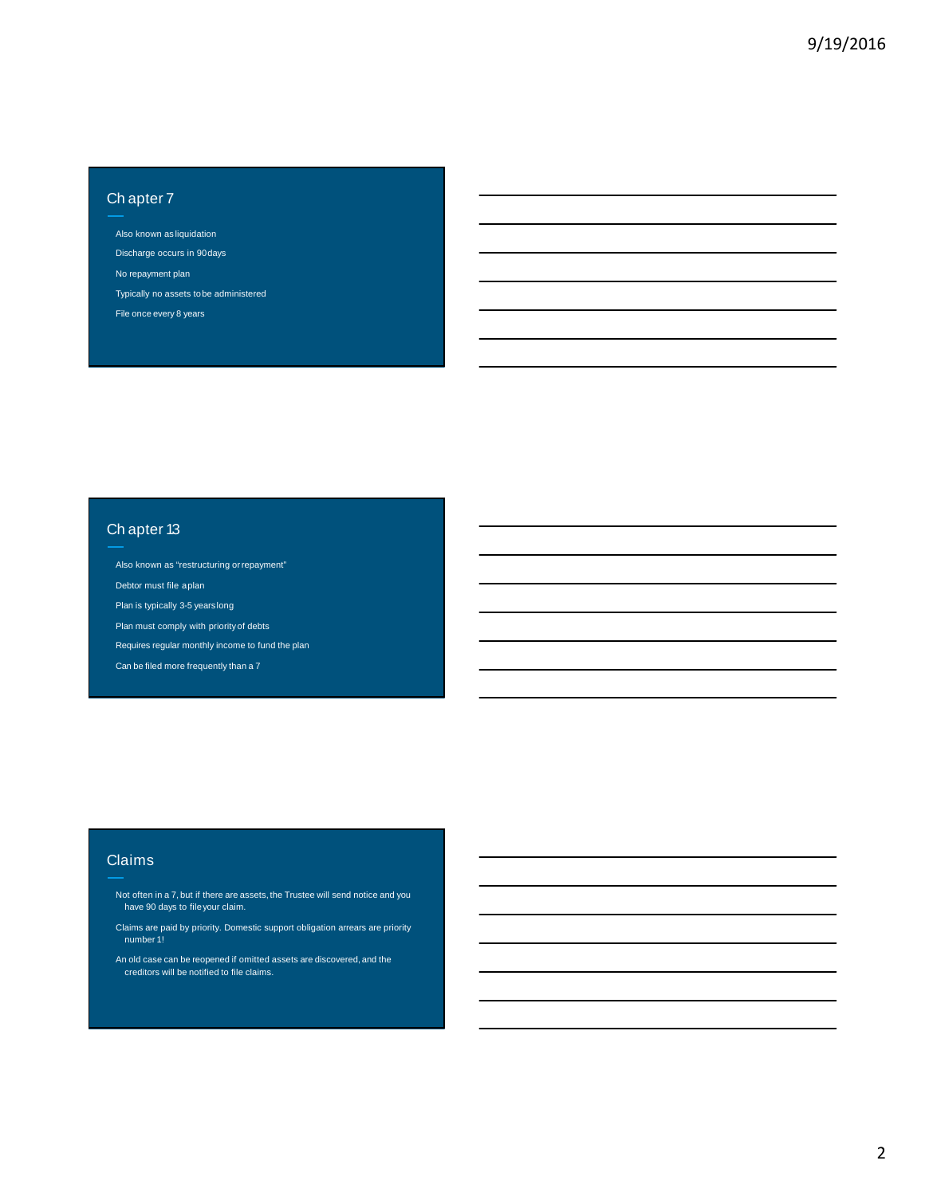## Chapter 7

- Also known as liquidation
- Discharge occurs in 90 days
- No repayment plan
- Typically no assets to be administered
- File once every 8 years

## Chapter 13

- Also known as "restructuring or repayment"
- Debtor must file a plan
- Plan is typically 3-5 years long
- Plan must comply with priority of debts
- Requires regular monthly income to fund the plan
- Can be filed more frequently than a 7

## Claims

- Not often in a 7, but if there are assets, the Trustee will send notice and you have 90 days to file your claim.
- Claims are paid by priority. Domestic support obligation arrears are priority number 1!
- An old case can be reopened if omitted assets are discovered, and the creditors will be notified to file claims.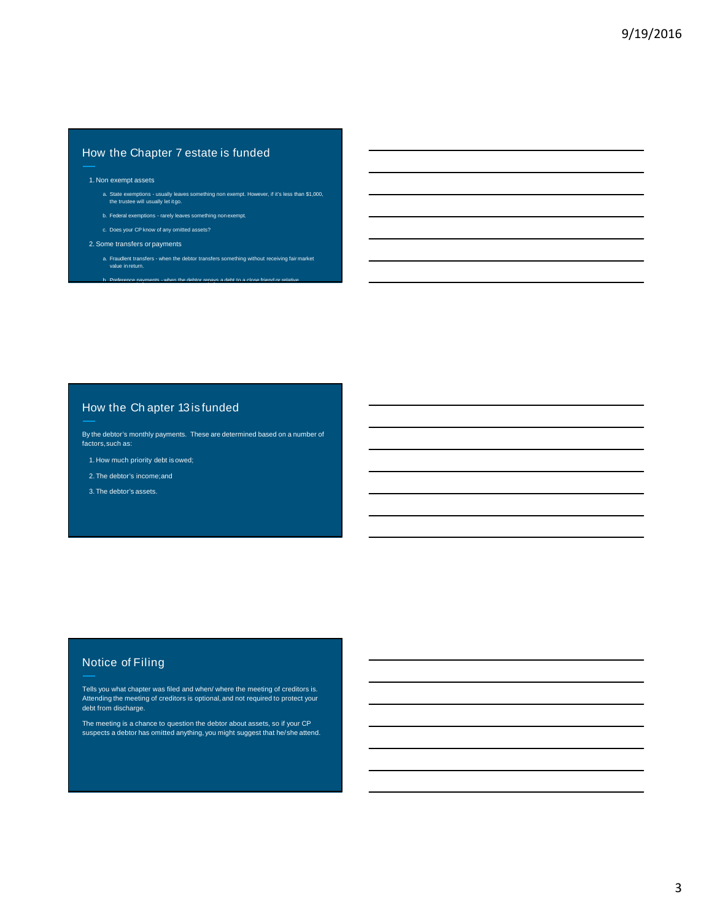## How the Chapter 7 estate is funded

1. Non exempt assets
   a. State exemptions - usually leaves something non exempt. However, if it's less than $1,000, the trustee will usually let it go.
   b. Federal exemptions - rarely leaves something non exempt.
   c. Does your CP know of any omitted assets?
2. Some transfers or payments
   a. Fraudlent transfers - when the debtor transfers something without receiving fair market value in return.
   b. Preference payments - when the debtor repays a debt to a close friend or relative

## How the Chapter 13 is funded

By the debtor's monthly payments. These are determined based on a number of factors, such as:

1. How much priority debt is owed;
2. The debtor's income; and
3. The debtor's assets.

## Notice of Filing

Tells you what chapter was filed and when/ where the meeting of creditors is. Attending the meeting of creditors is optional, and not required to protect your debt from discharge.

The meeting is a chance to question the debtor about assets, so if your CP suspects a debtor has omitted anything, you might suggest that he/she attend.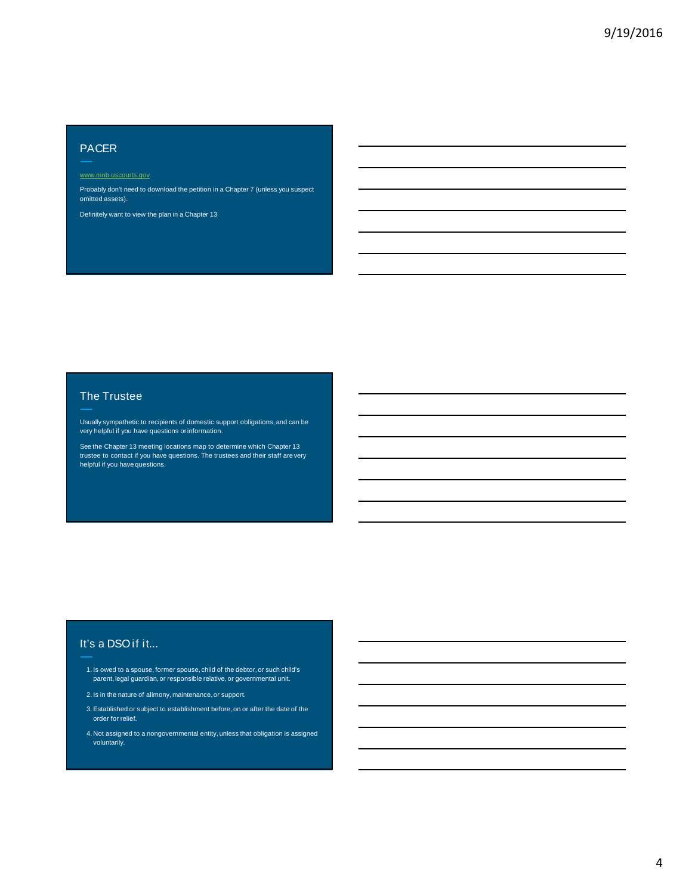## PACER

www.mnb.uscourts.gov

Probably don't need to download the petition in a Chapter 7 (unless you suspect omitted assets).

Definitely want to view the plan in a Chapter 13

## The Trustee

Usually sympathetic to recipients of domestic support obligations, and can be very helpful if you have questions or information.

See the Chapter 13 meeting locations map to determine which Chapter 13 trustee to contact if you have questions. The trustees and their staff are very helpful if you have questions.

## It's a DSO if it...

1. Is owed to a spouse, former spouse, child of the debtor, or such child's parent, legal guardian, or responsible relative, or governmental unit.
2. Is in the nature of alimony, maintenance, or support.
3. Established or subject to establishment before, on or after the date of the order for relief.
4. Not assigned to a nongovernmental entity, unless that obligation is assigned voluntarily.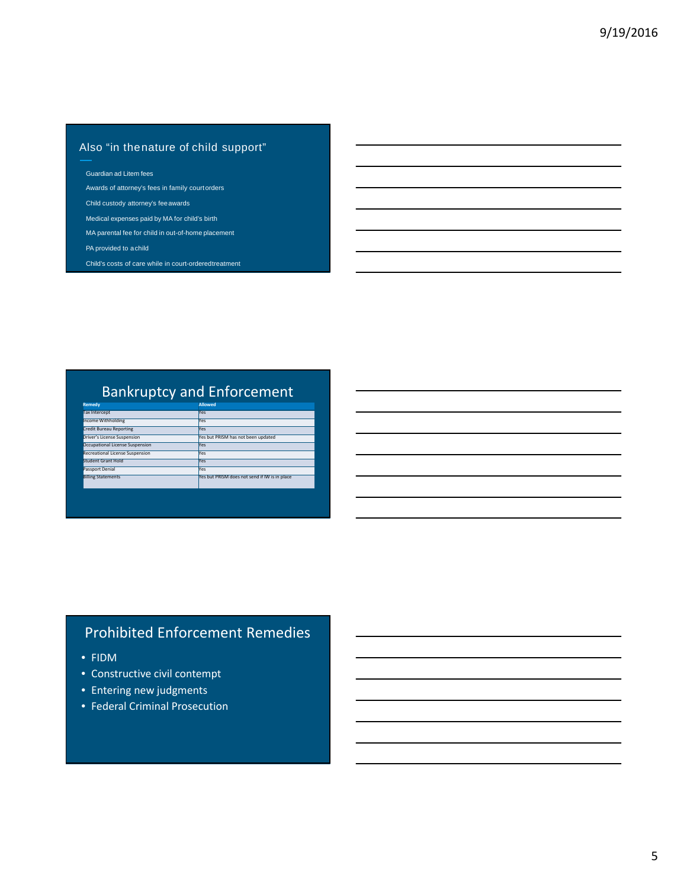## Also "in the nature of child support"

- Guardian ad Litem fees
- Awards of attorney's fees in family court orders
- Child custody attorney's fee awards
- Medical expenses paid by MA for child's birth
- MA parental fee for child in out-of-home placement
- PA provided to a child
- Child's costs of care while in court-ordered treatment

## Bankruptcy and Enforcement

| Remedy | Allowed |
|---|---|
| Tax Intercept | Yes |
| Income Withholding | Yes |
| Credit Bureau Reporting | Yes |
| Driver's License Suspension | Yes but PRISM has not been updated |
| Occupational License Suspension | Yes |
| Recreational License Suspension | Yes |
| Student Grant Hold | Yes |
| Passport Denial | Yes |
| Billing Statements | Yes but PRISM does not send if IW is in place |

## Prohibited Enforcement Remedies

- FIDM
- Constructive civil contempt
- Entering new judgments
- Federal Criminal Prosecution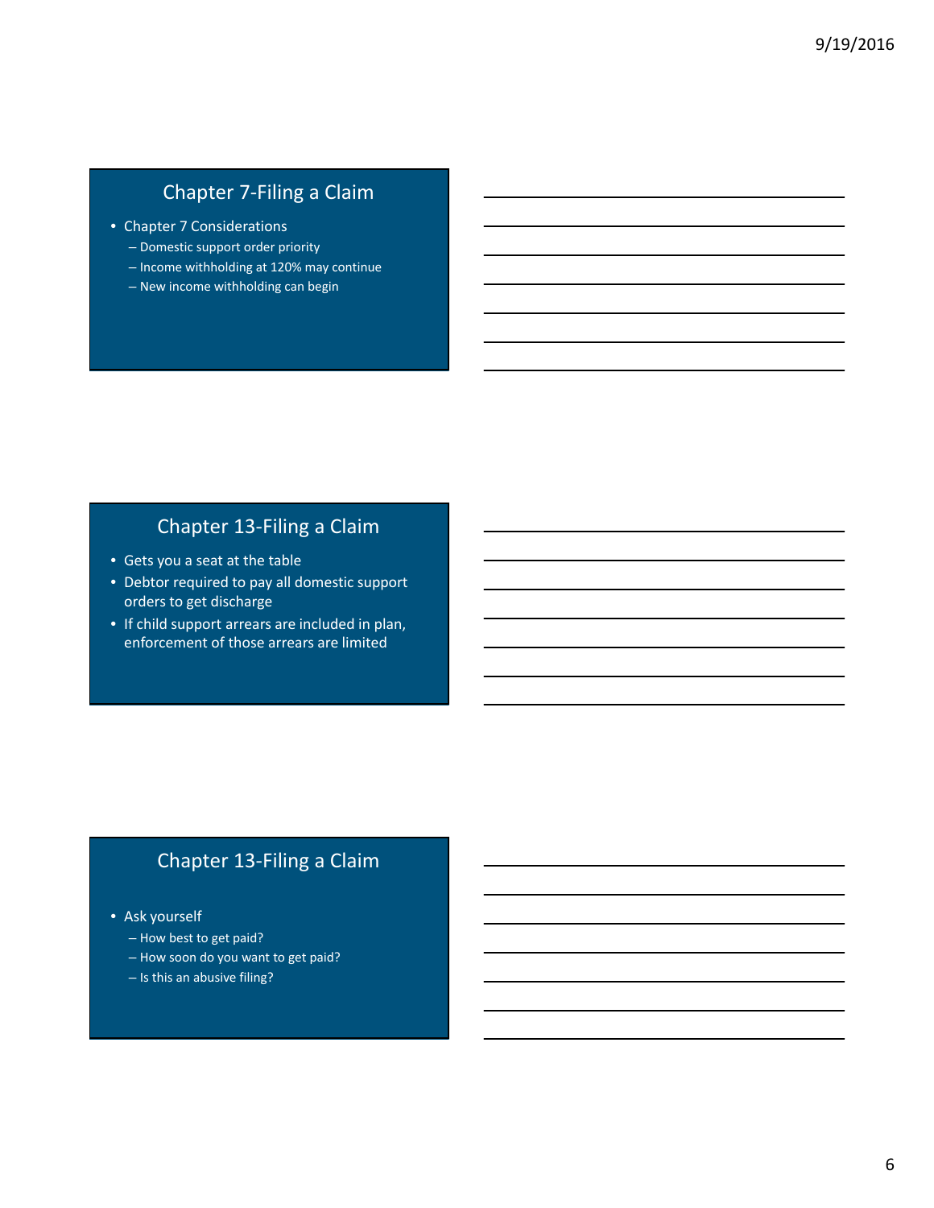## Chapter 7-Filing a Claim

- Chapter 7 Considerations
  - Domestic support order priority
  - Income withholding at 120% may continue
  - New income withholding can begin

## Chapter 13-Filing a Claim

- Gets you a seat at the table
- Debtor required to pay all domestic support orders to get discharge
- If child support arrears are included in plan, enforcement of those arrears are limited

## Chapter 13-Filing a Claim

- Ask yourself
  - How best to get paid?
  - How soon do you want to get paid?
  - Is this an abusive filing?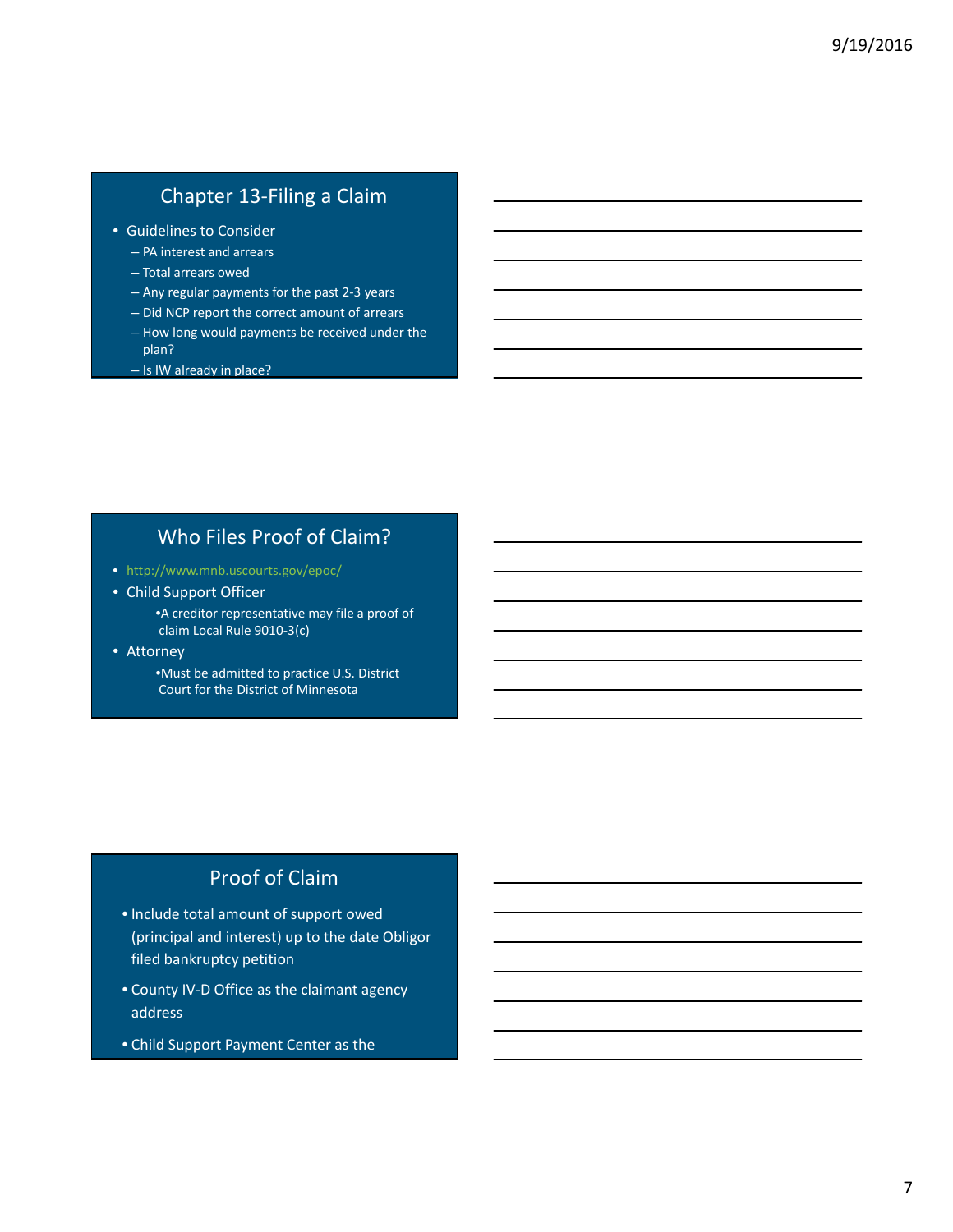## Chapter 13-Filing a Claim

- Guidelines to Consider
  - PA interest and arrears
  - Total arrears owed
  - Any regular payments for the past 2-3 years
  - Did NCP report the correct amount of arrears
  - How long would payments be received under the plan?
  - Is IW already in place?

## Who Files Proof of Claim?

- http://www.mnb.uscourts.gov/epoc/
- Child Support Officer
  - A creditor representative may file a proof of claim Local Rule 9010-3(c)
- Attorney
  - Must be admitted to practice U.S. District Court for the District of Minnesota

## Proof of Claim

- Include total amount of support owed (principal and interest) up to the date Obligor filed bankruptcy petition
- County IV-D Office as the claimant agency address
- Child Support Payment Center as the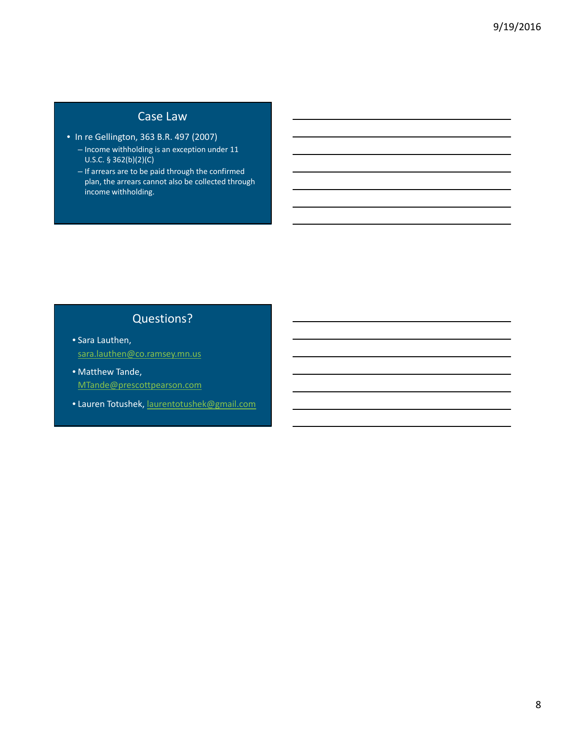## Case Law

- In re Gellington, 363 B.R. 497 (2007)
  - Income withholding is an exception under 11 U.S.C. § 362(b)(2)(C)
  - If arrears are to be paid through the confirmed plan, the arrears cannot also be collected through income withholding.

## Questions?

- Sara Lauthen, sara.lauthen@co.ramsey.mn.us
- Matthew Tande, MTande@prescottpearson.com
- Lauren Totushek, laurentotushek@gmail.com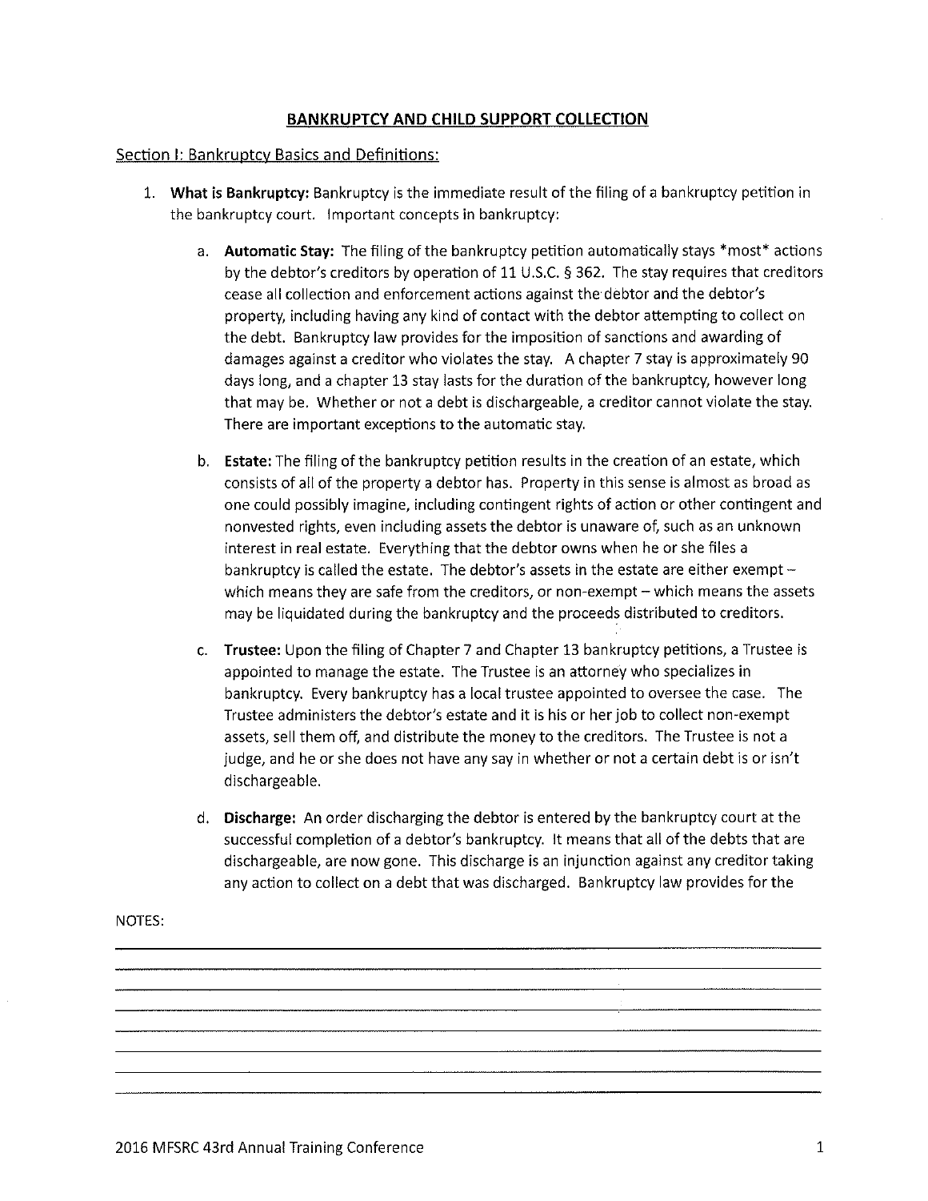## BANKRUPTCY AND CHILD SUPPORT COLLECTION

Section I: Bankruptcy Basics and Definitions:

1. **What is Bankruptcy:** Bankruptcy is the immediate result of the filing of a bankruptcy petition in the bankruptcy court. Important concepts in bankruptcy:

   a. **Automatic Stay:** The filing of the bankruptcy petition automatically stays *most* actions by the debtor's creditors by operation of 11 U.S.C. § 362. The stay requires that creditors cease all collection and enforcement actions against the debtor and the debtor's property, including having any kind of contact with the debtor attempting to collect on the debt. Bankruptcy law provides for the imposition of sanctions and awarding of damages against a creditor who violates the stay. A chapter 7 stay is approximately 90 days long, and a chapter 13 stay lasts for the duration of the bankruptcy, however long that may be. Whether or not a debt is dischargeable, a creditor cannot violate the stay. There are important exceptions to the automatic stay.

   b. **Estate:** The filing of the bankruptcy petition results in the creation of an estate, which consists of all of the property a debtor has. Property in this sense is almost as broad as one could possibly imagine, including contingent rights of action or other contingent and nonvested rights, even including assets the debtor is unaware of, such as an unknown interest in real estate. Everything that the debtor owns when he or she files a bankruptcy is called the estate. The debtor's assets in the estate are either exempt – which means they are safe from the creditors, or non-exempt – which means the assets may be liquidated during the bankruptcy and the proceeds distributed to creditors.

   c. **Trustee:** Upon the filing of Chapter 7 and Chapter 13 bankruptcy petitions, a Trustee is appointed to manage the estate. The Trustee is an attorney who specializes in bankruptcy. Every bankruptcy has a local trustee appointed to oversee the case. The Trustee administers the debtor's estate and it is his or her job to collect non-exempt assets, sell them off, and distribute the money to the creditors. The Trustee is not a judge, and he or she does not have any say in whether or not a certain debt is or isn't dischargeable.

   d. **Discharge:** An order discharging the debtor is entered by the bankruptcy court at the successful completion of a debtor's bankruptcy. It means that all of the debts that are dischargeable, are now gone. This discharge is an injunction against any creditor taking any action to collect on a debt that was discharged. Bankruptcy law provides for the

NOTES: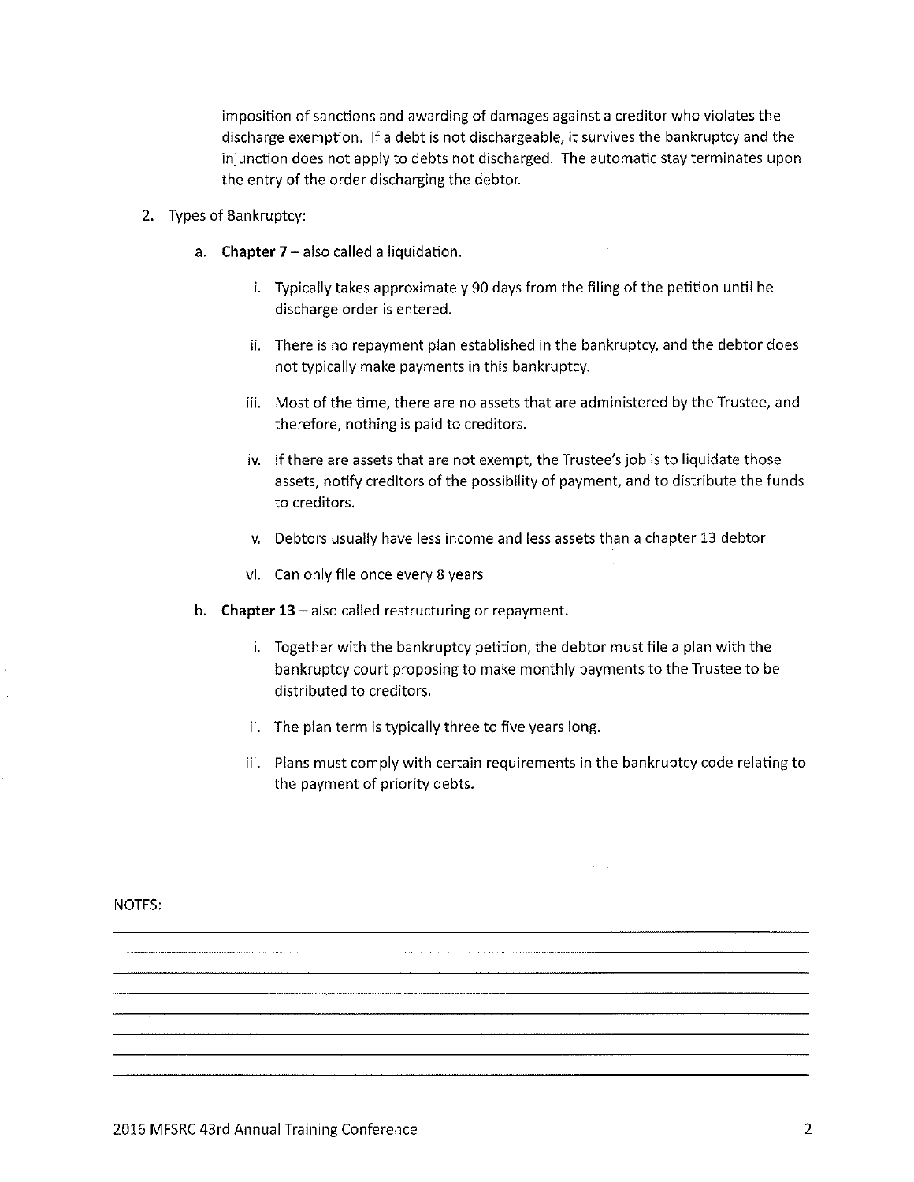imposition of sanctions and awarding of damages against a creditor who violates the discharge exemption. If a debt is not dischargeable, it survives the bankruptcy and the injunction does not apply to debts not discharged. The automatic stay terminates upon the entry of the order discharging the debtor.

2. Types of Bankruptcy:

   a. **Chapter 7** – also called a liquidation.

      i. Typically takes approximately 90 days from the filing of the petition until he discharge order is entered.

      ii. There is no repayment plan established in the bankruptcy, and the debtor does not typically make payments in this bankruptcy.

      iii. Most of the time, there are no assets that are administered by the Trustee, and therefore, nothing is paid to creditors.

      iv. If there are assets that are not exempt, the Trustee's job is to liquidate those assets, notify creditors of the possibility of payment, and to distribute the funds to creditors.

      v. Debtors usually have less income and less assets than a chapter 13 debtor

      vi. Can only file once every 8 years

   b. **Chapter 13** – also called restructuring or repayment.

      i. Together with the bankruptcy petition, the debtor must file a plan with the bankruptcy court proposing to make monthly payments to the Trustee to be distributed to creditors.

      ii. The plan term is typically three to five years long.

      iii. Plans must comply with certain requirements in the bankruptcy code relating to the payment of priority debts.

NOTES: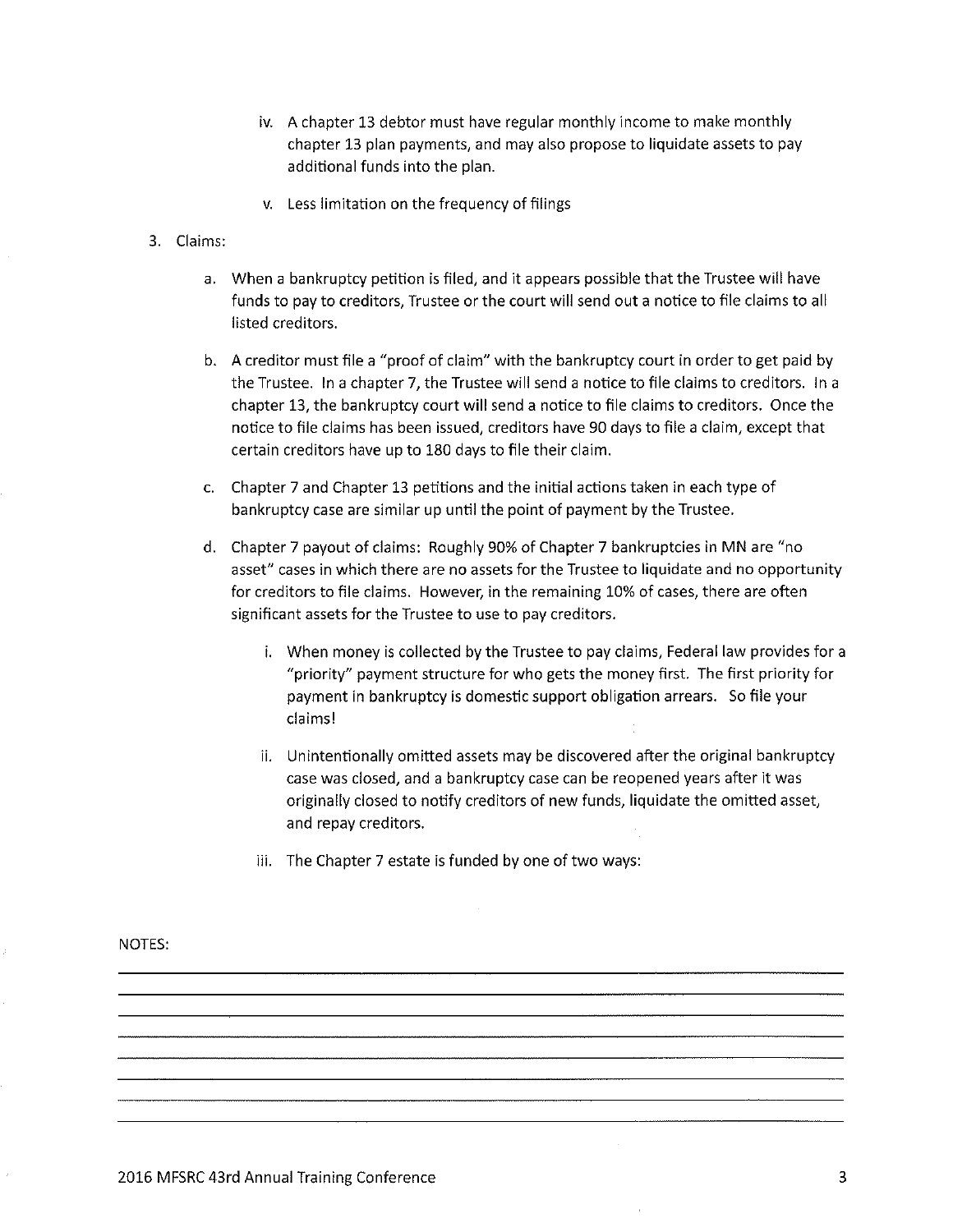iv. A chapter 13 debtor must have regular monthly income to make monthly chapter 13 plan payments, and may also propose to liquidate assets to pay additional funds into the plan.

   v. Less limitation on the frequency of filings

3. Claims:

   a. When a bankruptcy petition is filed, and it appears possible that the Trustee will have funds to pay to creditors, Trustee or the court will send out a notice to file claims to all listed creditors.

   b. A creditor must file a "proof of claim" with the bankruptcy court in order to get paid by the Trustee. In a chapter 7, the Trustee will send a notice to file claims to creditors. In a chapter 13, the bankruptcy court will send a notice to file claims to creditors. Once the notice to file claims has been issued, creditors have 90 days to file a claim, except that certain creditors have up to 180 days to file their claim.

   c. Chapter 7 and Chapter 13 petitions and the initial actions taken in each type of bankruptcy case are similar up until the point of payment by the Trustee.

   d. Chapter 7 payout of claims: Roughly 90% of Chapter 7 bankruptcies in MN are "no asset" cases in which there are no assets for the Trustee to liquidate and no opportunity for creditors to file claims. However, in the remaining 10% of cases, there are often significant assets for the Trustee to use to pay creditors.

      i. When money is collected by the Trustee to pay claims, Federal law provides for a "priority" payment structure for who gets the money first. The first priority for payment in bankruptcy is domestic support obligation arrears. So file your claims!

      ii. Unintentionally omitted assets may be discovered after the original bankruptcy case was closed, and a bankruptcy case can be reopened years after it was originally closed to notify creditors of new funds, liquidate the omitted asset, and repay creditors.

      iii. The Chapter 7 estate is funded by one of two ways:

NOTES: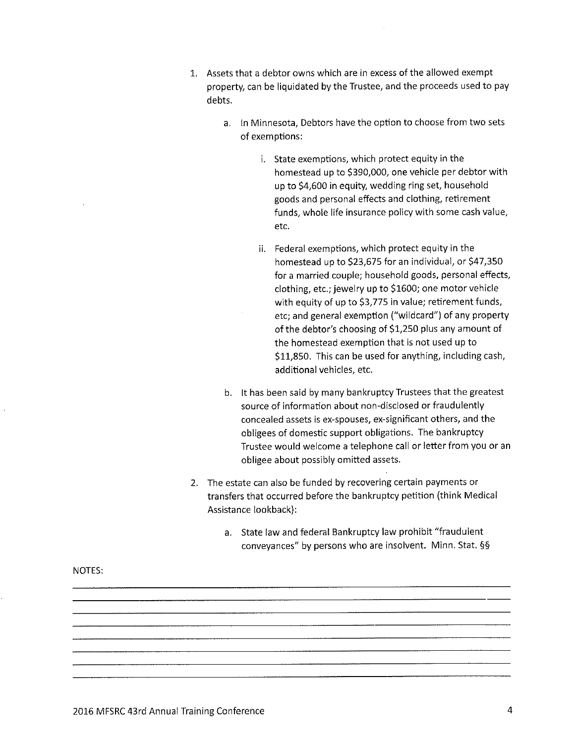1. Assets that a debtor owns which are in excess of the allowed exempt property, can be liquidated by the Trustee, and the proceeds used to pay debts.

    a. In Minnesota, Debtors have the option to choose from two sets of exemptions:

        i. State exemptions, which protect equity in the homestead up to $390,000, one vehicle per debtor with up to $4,600 in equity, wedding ring set, household goods and personal effects and clothing, retirement funds, whole life insurance policy with some cash value, etc.

        ii. Federal exemptions, which protect equity in the homestead up to $23,675 for an individual, or $47,350 for a married couple; household goods, personal effects, clothing, etc.; jewelry up to $1600; one motor vehicle with equity of up to $3,775 in value; retirement funds, etc; and general exemption ("wildcard") of any property of the debtor's choosing of $1,250 plus any amount of the homestead exemption that is not used up to $11,850. This can be used for anything, including cash, additional vehicles, etc.

    b. It has been said by many bankruptcy Trustees that the greatest source of information about non-disclosed or fraudulently concealed assets is ex-spouses, ex-significant others, and the obligees of domestic support obligations. The bankruptcy Trustee would welcome a telephone call or letter from you or an obligee about possibly omitted assets.

2. The estate can also be funded by recovering certain payments or transfers that occurred before the bankruptcy petition (think Medical Assistance lookback):

    a. State law and federal Bankruptcy law prohibit "fraudulent conveyances" by persons who are insolvent. Minn. Stat. §§

NOTES: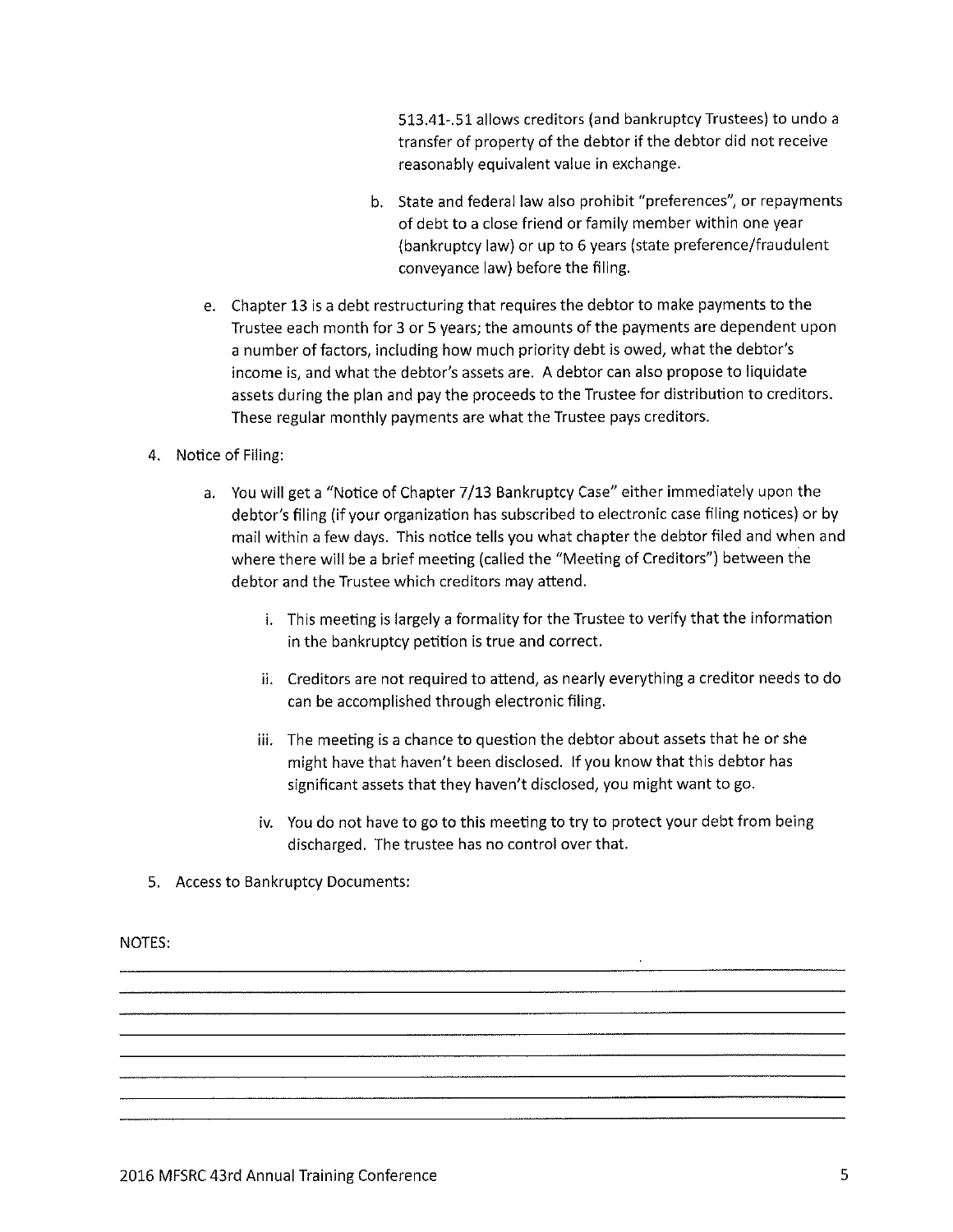513.41-.51 allows creditors (and bankruptcy Trustees) to undo a transfer of property of the debtor if the debtor did not receive reasonably equivalent value in exchange.

b. State and federal law also prohibit "preferences", or repayments of debt to a close friend or family member within one year (bankruptcy law) or up to 6 years (state preference/fraudulent conveyance law) before the filing.

e. Chapter 13 is a debt restructuring that requires the debtor to make payments to the Trustee each month for 3 or 5 years; the amounts of the payments are dependent upon a number of factors, including how much priority debt is owed, what the debtor's income is, and what the debtor's assets are. A debtor can also propose to liquidate assets during the plan and pay the proceeds to the Trustee for distribution to creditors. These regular monthly payments are what the Trustee pays creditors.

4. Notice of Filing:

   a. You will get a "Notice of Chapter 7/13 Bankruptcy Case" either immediately upon the debtor's filing (if your organization has subscribed to electronic case filing notices) or by mail within a few days. This notice tells you what chapter the debtor filed and when and where there will be a brief meeting (called the "Meeting of Creditors") between the debtor and the Trustee which creditors may attend.

      i. This meeting is largely a formality for the Trustee to verify that the information in the bankruptcy petition is true and correct.

      ii. Creditors are not required to attend, as nearly everything a creditor needs to do can be accomplished through electronic filing.

      iii. The meeting is a chance to question the debtor about assets that he or she might have that haven't been disclosed. If you know that this debtor has significant assets that they haven't disclosed, you might want to go.

      iv. You do not have to go to this meeting to try to protect your debt from being discharged. The trustee has no control over that.

5. Access to Bankruptcy Documents:

NOTES: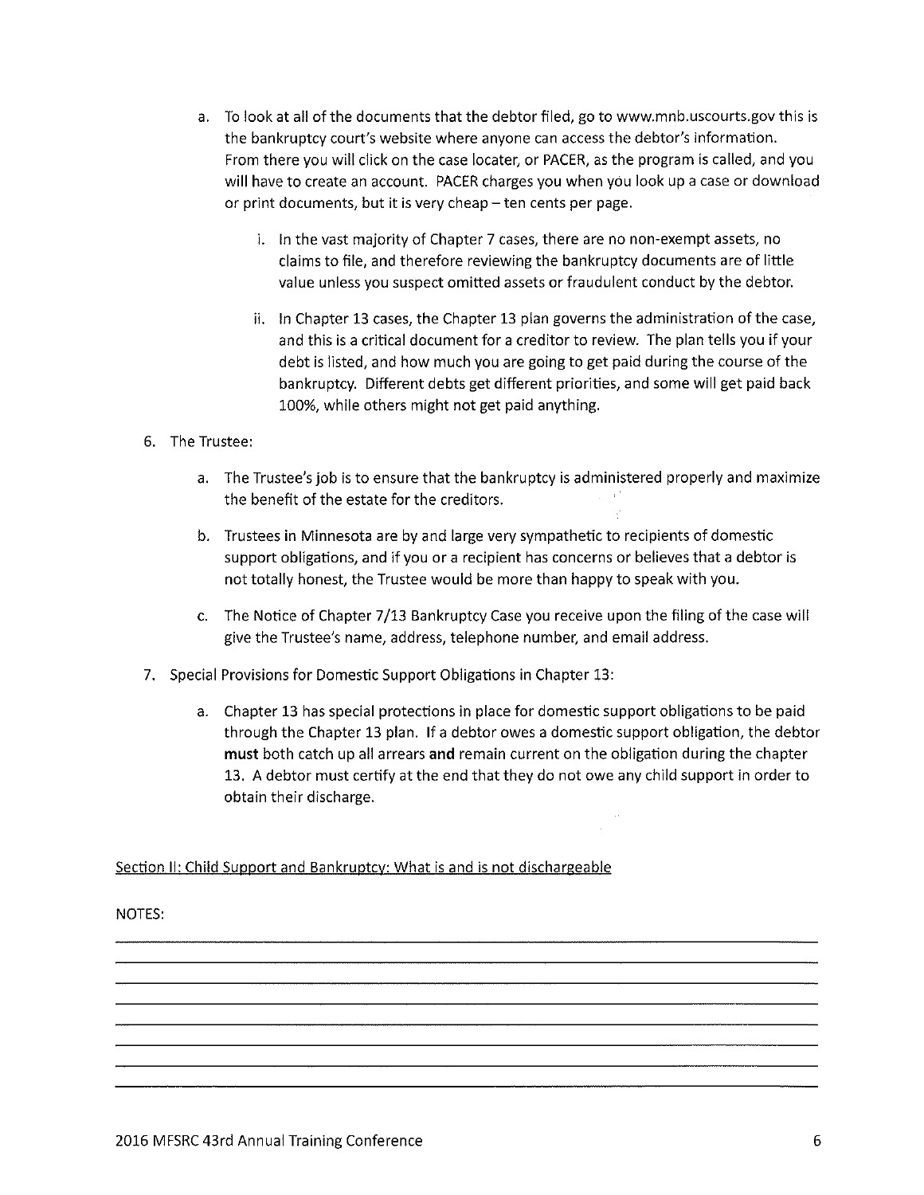a. To look at all of the documents that the debtor filed, go to www.mnb.uscourts.gov this is the bankruptcy court's website where anyone can access the debtor's information. From there you will click on the case locater, or PACER, as the program is called, and you will have to create an account. PACER charges you when you look up a case or download or print documents, but it is very cheap – ten cents per page.

   i. In the vast majority of Chapter 7 cases, there are no non-exempt assets, no claims to file, and therefore reviewing the bankruptcy documents are of little value unless you suspect omitted assets or fraudulent conduct by the debtor.

   ii. In Chapter 13 cases, the Chapter 13 plan governs the administration of the case, and this is a critical document for a creditor to review. The plan tells you if your debt is listed, and how much you are going to get paid during the course of the bankruptcy. Different debts get different priorities, and some will get paid back 100%, while others might not get paid anything.

6. The Trustee:

   a. The Trustee's job is to ensure that the bankruptcy is administered properly and maximize the benefit of the estate for the creditors.

   b. Trustees in Minnesota are by and large very sympathetic to recipients of domestic support obligations, and if you or a recipient has concerns or believes that a debtor is not totally honest, the Trustee would be more than happy to speak with you.

   c. The Notice of Chapter 7/13 Bankruptcy Case you receive upon the filing of the case will give the Trustee's name, address, telephone number, and email address.

7. Special Provisions for Domestic Support Obligations in Chapter 13:

   a. Chapter 13 has special protections in place for domestic support obligations to be paid through the Chapter 13 plan. If a debtor owes a domestic support obligation, the debtor **must** both catch up all arrears **and** remain current on the obligation during the chapter 13. A debtor must certify at the end that they do not owe any child support in order to obtain their discharge.

<u>Section II: Child Support and Bankruptcy: What is and is not dischargeable</u>

NOTES:

_______________________________________________________________________________

_______________________________________________________________________________

_______________________________________________________________________________

_______________________________________________________________________________

_______________________________________________________________________________

_______________________________________________________________________________

_______________________________________________________________________________

_______________________________________________________________________________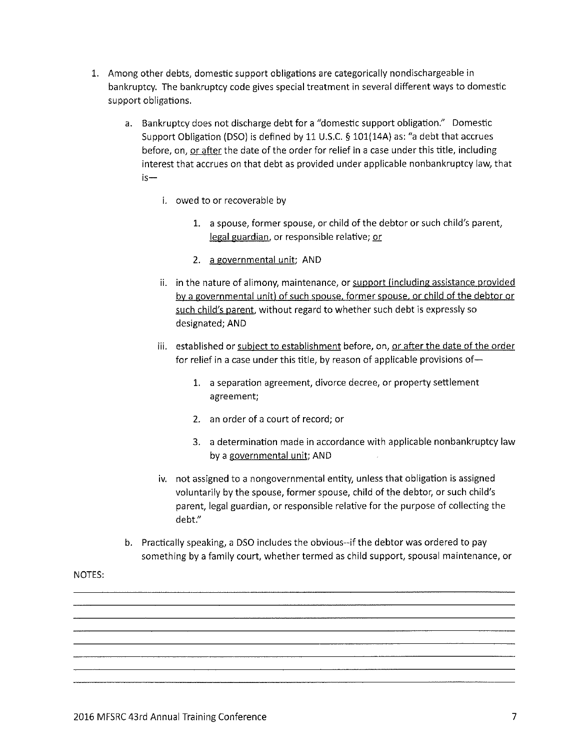1. Among other debts, domestic support obligations are categorically nondischargeable in bankruptcy. The bankruptcy code gives special treatment in several different ways to domestic support obligations.

    a. Bankruptcy does not discharge debt for a "domestic support obligation." Domestic Support Obligation (DSO) is defined by 11 U.S.C. § 101(14A) as: "a debt that accrues before, on, <u>or after</u> the date of the order for relief in a case under this title, including interest that accrues on that debt as provided under applicable nonbankruptcy law, that is—

        i. owed to or recoverable by

            1. a spouse, former spouse, or child of the debtor or such child's parent, <u>legal guardian</u>, or responsible relative; <u>or</u>

            2. <u>a governmental unit</u>; AND

        ii. in the nature of alimony, maintenance, or <u>support (including assistance provided by a governmental unit) of such spouse, former spouse, or child of the debtor or such child's parent</u>, without regard to whether such debt is expressly so designated; AND

        iii. established or <u>subject to establishment</u> before, on, <u>or after the date of the order</u> for relief in a case under this title, by reason of applicable provisions of—

            1. a separation agreement, divorce decree, or property settlement agreement;

            2. an order of a court of record; or

            3. a determination made in accordance with applicable nonbankruptcy law by a <u>governmental unit</u>; AND

        iv. not assigned to a nongovernmental entity, unless that obligation is assigned voluntarily by the spouse, former spouse, child of the debtor, or such child's parent, legal guardian, or responsible relative for the purpose of collecting the debt."

    b. Practically speaking, a DSO includes the obvious--if the debtor was ordered to pay something by a family court, whether termed as child support, spousal maintenance, or

NOTES: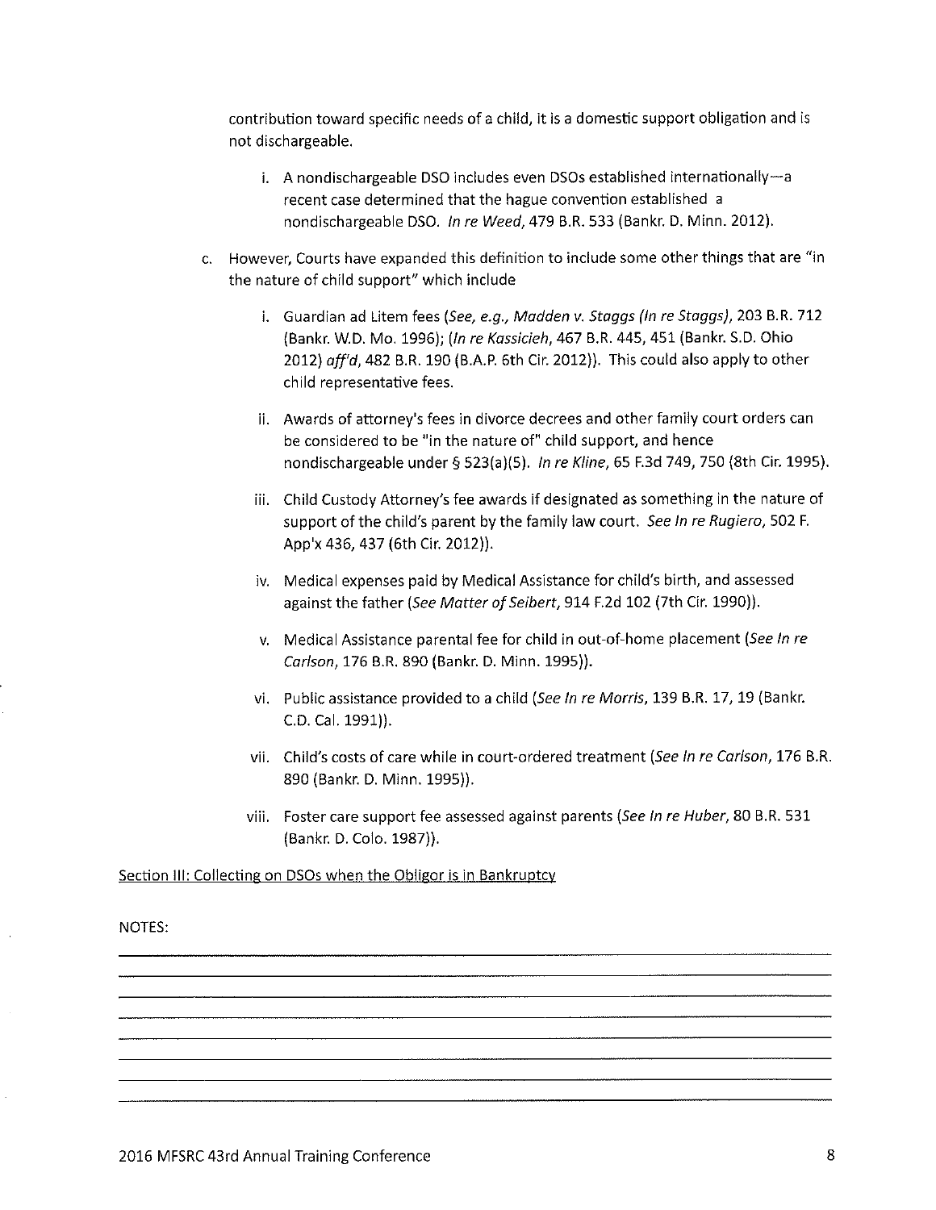contribution toward specific needs of a child, it is a domestic support obligation and is not dischargeable.

   i. A nondischargeable DSO includes even DSOs established internationally—a recent case determined that the hague convention established a nondischargeable DSO. *In re Weed*, 479 B.R. 533 (Bankr. D. Minn. 2012).

c. However, Courts have expanded this definition to include some other things that are "in the nature of child support" which include

   i. Guardian ad Litem fees (*See, e.g., Madden v. Staggs (In re Staggs)*, 203 B.R. 712 (Bankr. W.D. Mo. 1996); (*In re Kassicieh*, 467 B.R. 445, 451 (Bankr. S.D. Ohio 2012) *aff'd*, 482 B.R. 190 (B.A.P. 6th Cir. 2012)). This could also apply to other child representative fees.

   ii. Awards of attorney's fees in divorce decrees and other family court orders can be considered to be "in the nature of" child support, and hence nondischargeable under § 523(a)(5). *In re Kline*, 65 F.3d 749, 750 (8th Cir. 1995).

   iii. Child Custody Attorney's fee awards if designated as something in the nature of support of the child's parent by the family law court. *See In re Rugiero*, 502 F. App'x 436, 437 (6th Cir. 2012)).

   iv. Medical expenses paid by Medical Assistance for child's birth, and assessed against the father (*See Matter of Seibert*, 914 F.2d 102 (7th Cir. 1990)).

   v. Medical Assistance parental fee for child in out-of-home placement (*See In re Carlson*, 176 B.R. 890 (Bankr. D. Minn. 1995)).

   vi. Public assistance provided to a child (*See In re Morris*, 139 B.R. 17, 19 (Bankr. C.D. Cal. 1991)).

   vii. Child's costs of care while in court-ordered treatment (*See In re Carlson*, 176 B.R. 890 (Bankr. D. Minn. 1995)).

   viii. Foster care support fee assessed against parents (*See In re Huber*, 80 B.R. 531 (Bankr. D. Colo. 1987)).

Section III: Collecting on DSOs when the Obligor is in Bankruptcy

NOTES: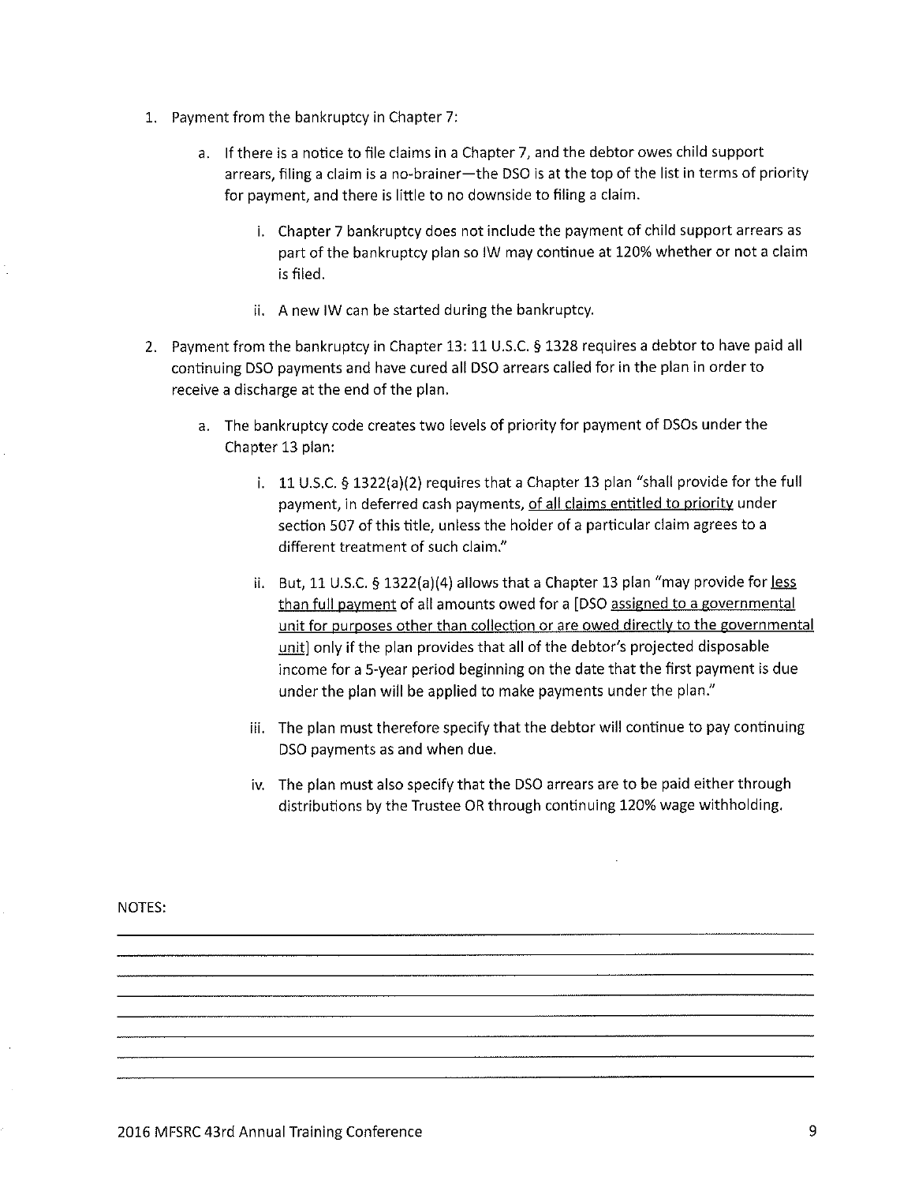1. Payment from the bankruptcy in Chapter 7:

    a. If there is a notice to file claims in a Chapter 7, and the debtor owes child support arrears, filing a claim is a no-brainer—the DSO is at the top of the list in terms of priority for payment, and there is little to no downside to filing a claim.

        i. Chapter 7 bankruptcy does not include the payment of child support arrears as part of the bankruptcy plan so IW may continue at 120% whether or not a claim is filed.

        ii. A new IW can be started during the bankruptcy.

2. Payment from the bankruptcy in Chapter 13: 11 U.S.C. § 1328 requires a debtor to have paid all continuing DSO payments and have cured all DSO arrears called for in the plan in order to receive a discharge at the end of the plan.

    a. The bankruptcy code creates two levels of priority for payment of DSOs under the Chapter 13 plan:

        i. 11 U.S.C. § 1322(a)(2) requires that a Chapter 13 plan "shall provide for the full payment, in deferred cash payments, <u>of all claims entitled to priority</u> under section 507 of this title, unless the holder of a particular claim agrees to a different treatment of such claim."

        ii. But, 11 U.S.C. § 1322(a)(4) allows that a Chapter 13 plan "may provide for <u>less than full payment</u> of all amounts owed for a [DSO <u>assigned to a governmental unit for purposes other than collection or are owed directly to the governmental unit</u>] only if the plan provides that all of the debtor's projected disposable income for a 5-year period beginning on the date that the first payment is due under the plan will be applied to make payments under the plan."

        iii. The plan must therefore specify that the debtor will continue to pay continuing DSO payments as and when due.

        iv. The plan must also specify that the DSO arrears are to be paid either through distributions by the Trustee OR through continuing 120% wage withholding.

NOTES: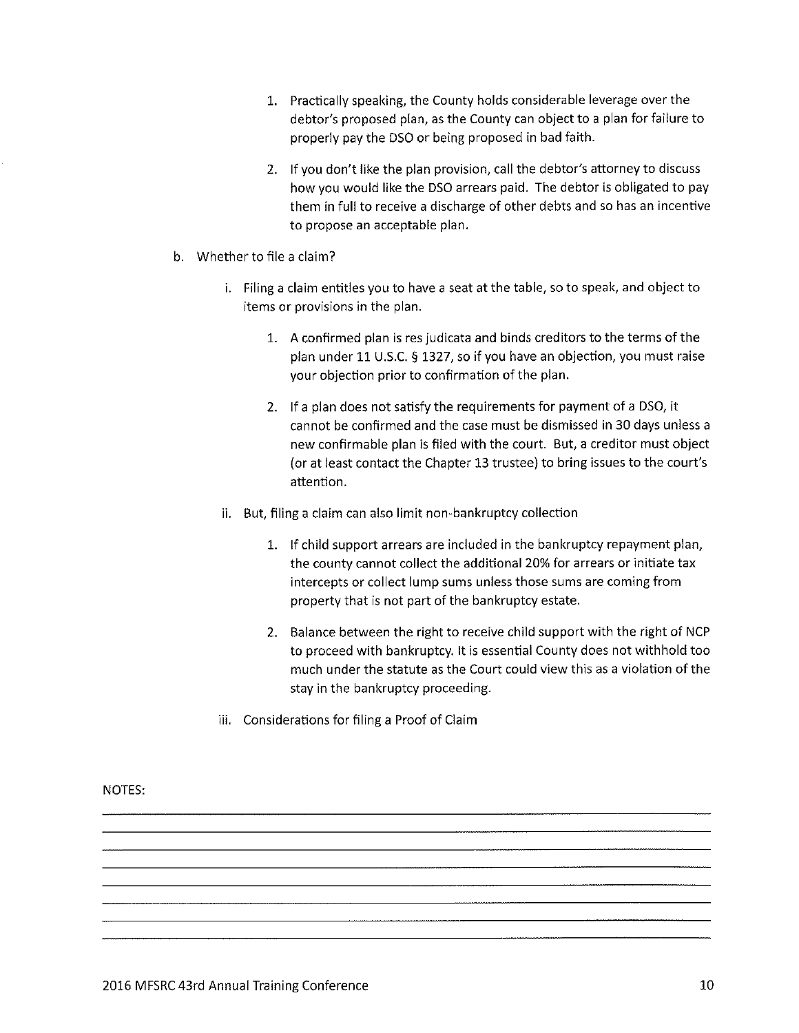1. Practically speaking, the County holds considerable leverage over the debtor's proposed plan, as the County can object to a plan for failure to properly pay the DSO or being proposed in bad faith.

2. If you don't like the plan provision, call the debtor's attorney to discuss how you would like the DSO arrears paid. The debtor is obligated to pay them in full to receive a discharge of other debts and so has an incentive to propose an acceptable plan.

b. Whether to file a claim?

   i. Filing a claim entitles you to have a seat at the table, so to speak, and object to items or provisions in the plan.

      1. A confirmed plan is res judicata and binds creditors to the terms of the plan under 11 U.S.C. § 1327, so if you have an objection, you must raise your objection prior to confirmation of the plan.

      2. If a plan does not satisfy the requirements for payment of a DSO, it cannot be confirmed and the case must be dismissed in 30 days unless a new confirmable plan is filed with the court. But, a creditor must object (or at least contact the Chapter 13 trustee) to bring issues to the court's attention.

   ii. But, filing a claim can also limit non-bankruptcy collection

      1. If child support arrears are included in the bankruptcy repayment plan, the county cannot collect the additional 20% for arrears or initiate tax intercepts or collect lump sums unless those sums are coming from property that is not part of the bankruptcy estate.

      2. Balance between the right to receive child support with the right of NCP to proceed with bankruptcy. It is essential County does not withhold too much under the statute as the Court could view this as a violation of the stay in the bankruptcy proceeding.

   iii. Considerations for filing a Proof of Claim

NOTES: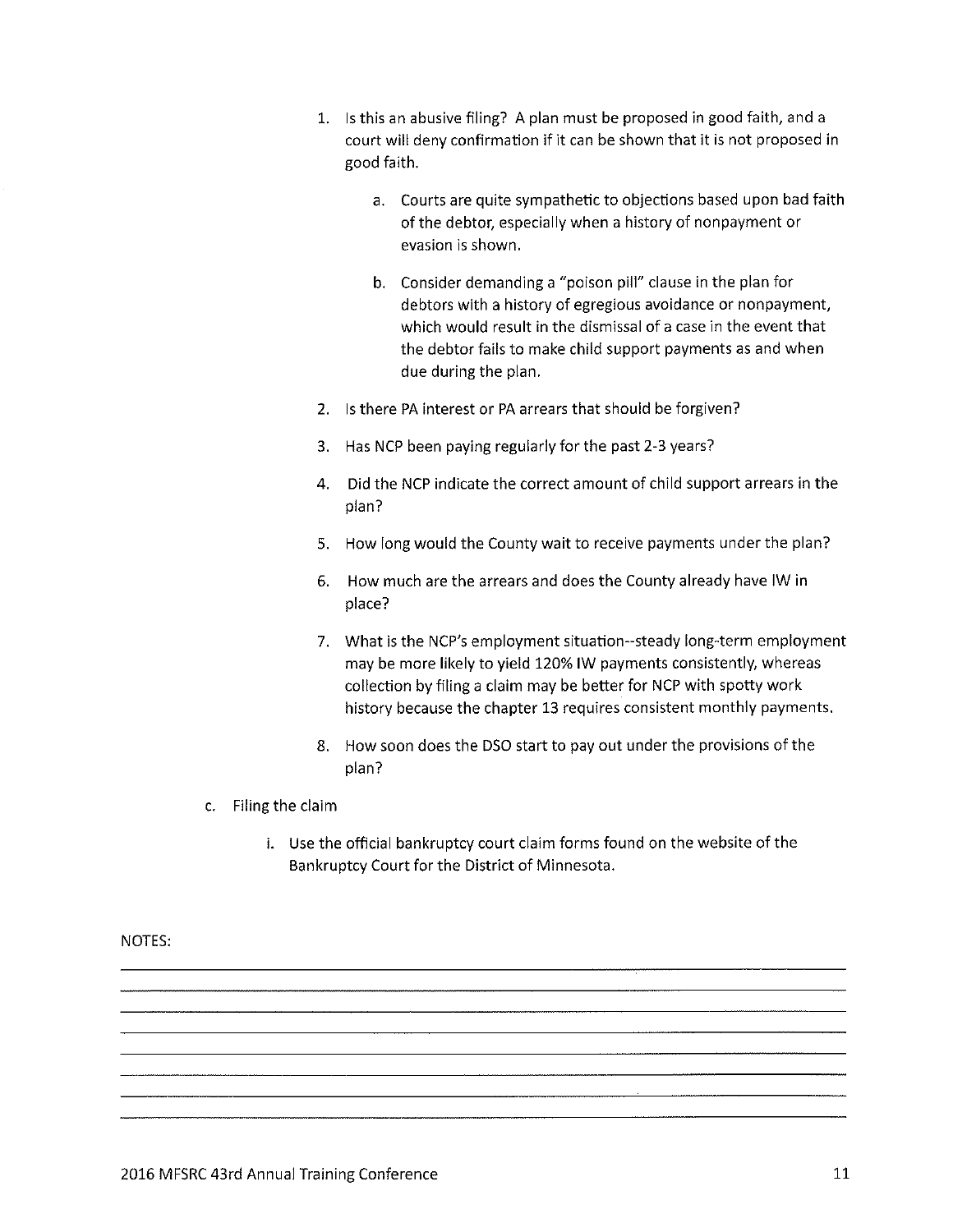1. Is this an abusive filing? A plan must be proposed in good faith, and a court will deny confirmation if it can be shown that it is not proposed in good faith.

   a. Courts are quite sympathetic to objections based upon bad faith of the debtor, especially when a history of nonpayment or evasion is shown.

   b. Consider demanding a "poison pill" clause in the plan for debtors with a history of egregious avoidance or nonpayment, which would result in the dismissal of a case in the event that the debtor fails to make child support payments as and when due during the plan.

2. Is there PA interest or PA arrears that should be forgiven?

3. Has NCP been paying regularly for the past 2-3 years?

4. Did the NCP indicate the correct amount of child support arrears in the plan?

5. How long would the County wait to receive payments under the plan?

6. How much are the arrears and does the County already have IW in place?

7. What is the NCP's employment situation--steady long-term employment may be more likely to yield 120% IW payments consistently, whereas collection by filing a claim may be better for NCP with spotty work history because the chapter 13 requires consistent monthly payments.

8. How soon does the DSO start to pay out under the provisions of the plan?

c. Filing the claim

   i. Use the official bankruptcy court claim forms found on the website of the Bankruptcy Court for the District of Minnesota.

NOTES: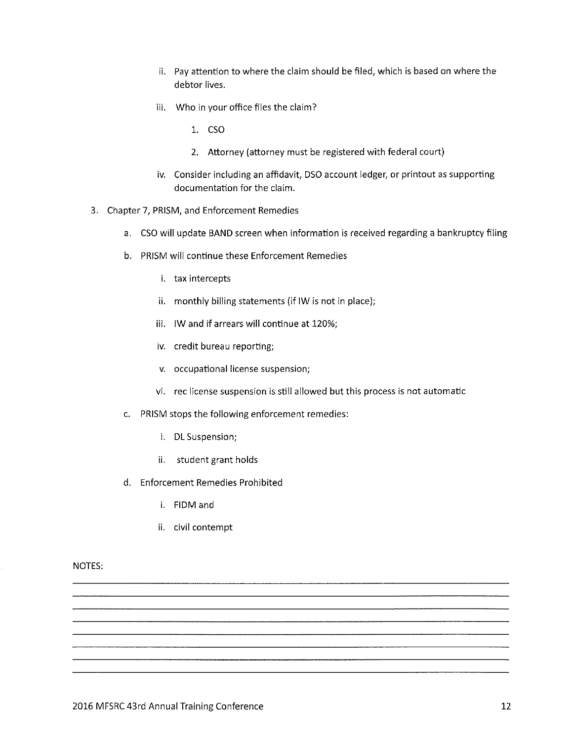ii. Pay attention to where the claim should be filed, which is based on where the debtor lives.

iii. Who in your office files the claim?

1. CSO
2. Attorney (attorney must be registered with federal court)

iv. Consider including an affidavit, DSO account ledger, or printout as supporting documentation for the claim.

3. Chapter 7, PRISM, and Enforcement Remedies

   a. CSO will update BAND screen when information is received regarding a bankruptcy filing

   b. PRISM will continue these Enforcement Remedies

      i. tax intercepts
      ii. monthly billing statements (if IW is not in place);
      iii. IW and if arrears will continue at 120%;
      iv. credit bureau reporting;
      v. occupational license suspension;
      vi. rec license suspension is still allowed but this process is not automatic

   c. PRISM stops the following enforcement remedies:

      i. DL Suspension;
      ii. student grant holds

   d. Enforcement Remedies Prohibited

      i. FIDM and
      ii. civil contempt

NOTES: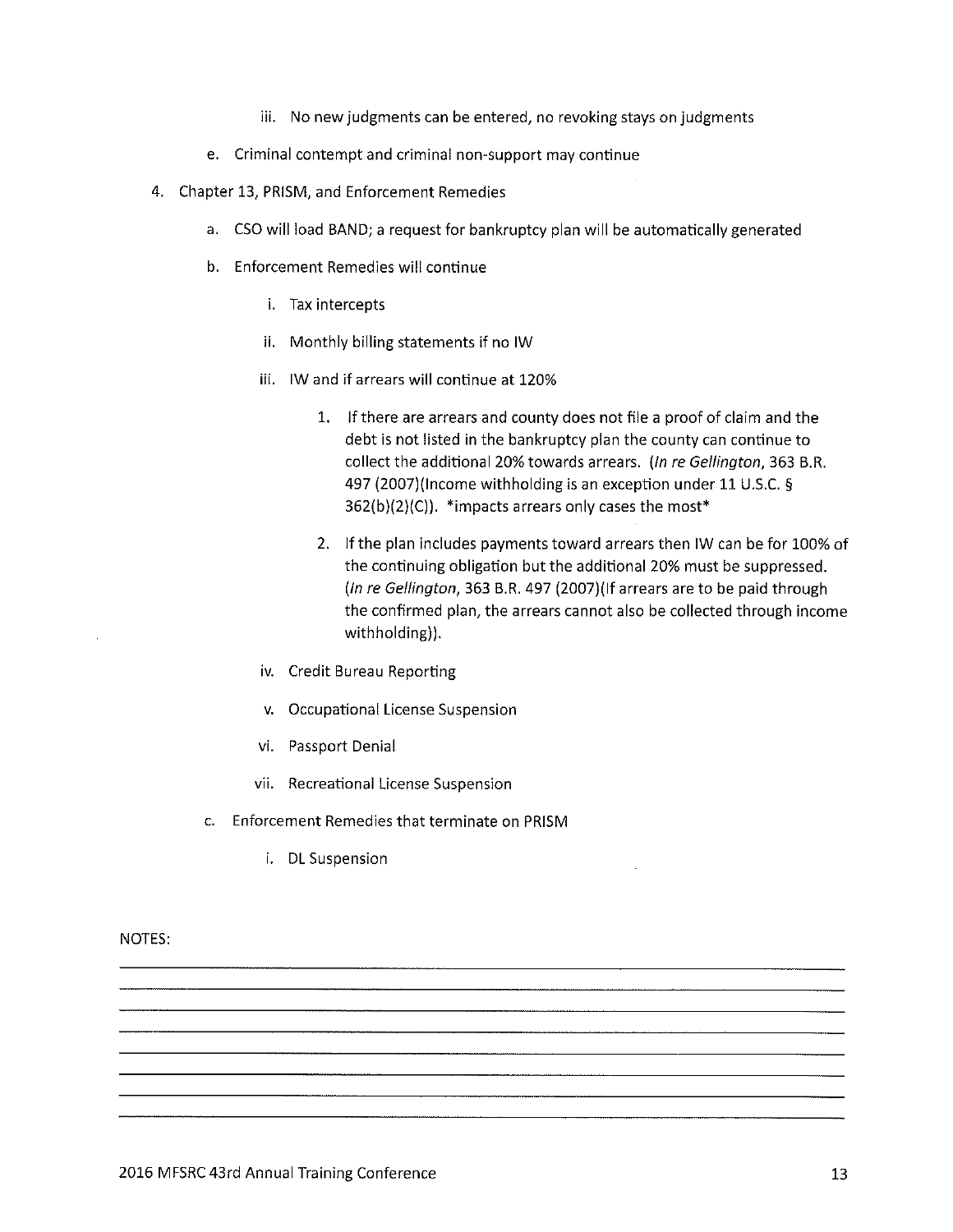iii. No new judgments can be entered, no revoking stays on judgments

e. Criminal contempt and criminal non-support may continue

4. Chapter 13, PRISM, and Enforcement Remedies

   a. CSO will load BAND; a request for bankruptcy plan will be automatically generated

   b. Enforcement Remedies will continue

      i. Tax intercepts

      ii. Monthly billing statements if no IW

      iii. IW and if arrears will continue at 120%

         1. If there are arrears and county does not file a proof of claim and the debt is not listed in the bankruptcy plan the county can continue to collect the additional 20% towards arrears. (*In re Gellington*, 363 B.R. 497 (2007)(Income withholding is an exception under 11 U.S.C. § 362(b)(2)(C)). *impacts arrears only cases the most*

         2. If the plan includes payments toward arrears then IW can be for 100% of the continuing obligation but the additional 20% must be suppressed. (*In re Gellington*, 363 B.R. 497 (2007)(If arrears are to be paid through the confirmed plan, the arrears cannot also be collected through income withholding)).

      iv. Credit Bureau Reporting

      v. Occupational License Suspension

      vi. Passport Denial

      vii. Recreational License Suspension

   c. Enforcement Remedies that terminate on PRISM

      i. DL Suspension

NOTES: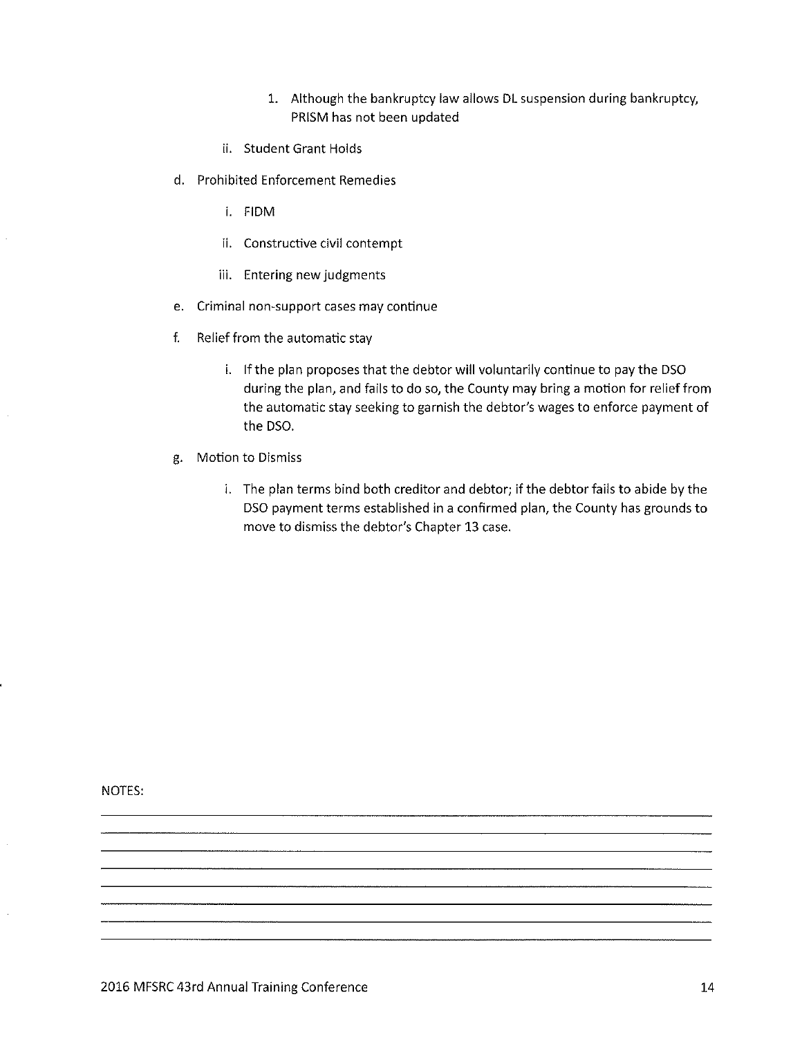1. Although the bankruptcy law allows DL suspension during bankruptcy, PRISM has not been updated

ii. Student Grant Holds

d. Prohibited Enforcement Remedies

   i. FIDM

   ii. Constructive civil contempt

   iii. Entering new judgments

e. Criminal non-support cases may continue

f. Relief from the automatic stay

   i. If the plan proposes that the debtor will voluntarily continue to pay the DSO during the plan, and fails to do so, the County may bring a motion for relief from the automatic stay seeking to garnish the debtor's wages to enforce payment of the DSO.

g. Motion to Dismiss

   i. The plan terms bind both creditor and debtor; if the debtor fails to abide by the DSO payment terms established in a confirmed plan, the County has grounds to move to dismiss the debtor's Chapter 13 case.

NOTES: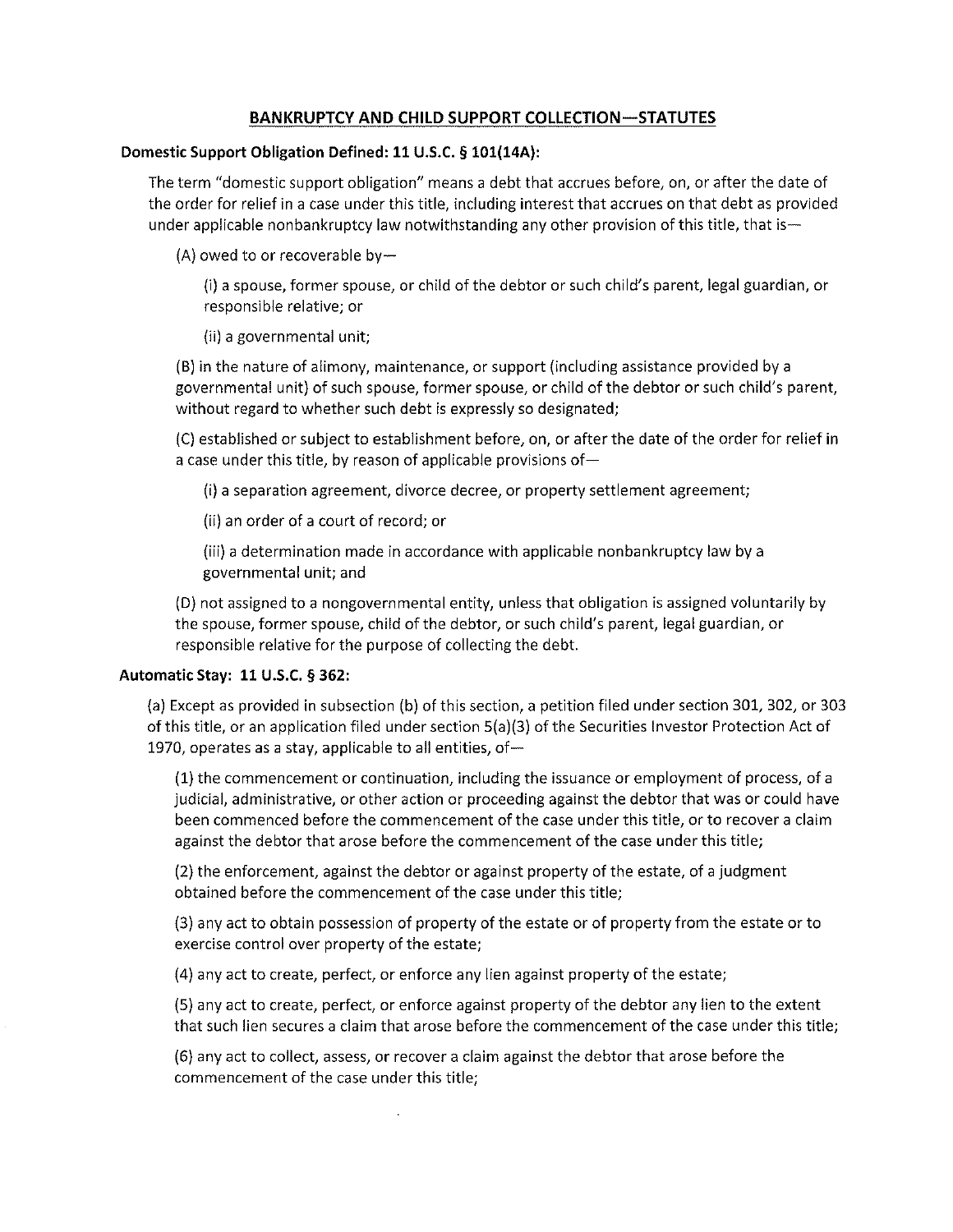## BANKRUPTCY AND CHILD SUPPORT COLLECTION—STATUTES

**Domestic Support Obligation Defined: 11 U.S.C. § 101(14A):**

The term "domestic support obligation" means a debt that accrues before, on, or after the date of the order for relief in a case under this title, including interest that accrues on that debt as provided under applicable nonbankruptcy law notwithstanding any other provision of this title, that is—

(A) owed to or recoverable by—

(i) a spouse, former spouse, or child of the debtor or such child's parent, legal guardian, or responsible relative; or

(ii) a governmental unit;

(B) in the nature of alimony, maintenance, or support (including assistance provided by a governmental unit) of such spouse, former spouse, or child of the debtor or such child's parent, without regard to whether such debt is expressly so designated;

(C) established or subject to establishment before, on, or after the date of the order for relief in a case under this title, by reason of applicable provisions of—

(i) a separation agreement, divorce decree, or property settlement agreement;

(ii) an order of a court of record; or

(iii) a determination made in accordance with applicable nonbankruptcy law by a governmental unit; and

(D) not assigned to a nongovernmental entity, unless that obligation is assigned voluntarily by the spouse, former spouse, child of the debtor, or such child's parent, legal guardian, or responsible relative for the purpose of collecting the debt.

**Automatic Stay: 11 U.S.C. § 362:**

(a) Except as provided in subsection (b) of this section, a petition filed under section 301, 302, or 303 of this title, or an application filed under section 5(a)(3) of the Securities Investor Protection Act of 1970, operates as a stay, applicable to all entities, of—

(1) the commencement or continuation, including the issuance or employment of process, of a judicial, administrative, or other action or proceeding against the debtor that was or could have been commenced before the commencement of the case under this title, or to recover a claim against the debtor that arose before the commencement of the case under this title;

(2) the enforcement, against the debtor or against property of the estate, of a judgment obtained before the commencement of the case under this title;

(3) any act to obtain possession of property of the estate or of property from the estate or to exercise control over property of the estate;

(4) any act to create, perfect, or enforce any lien against property of the estate;

(5) any act to create, perfect, or enforce against property of the debtor any lien to the extent that such lien secures a claim that arose before the commencement of the case under this title;

(6) any act to collect, assess, or recover a claim against the debtor that arose before the commencement of the case under this title;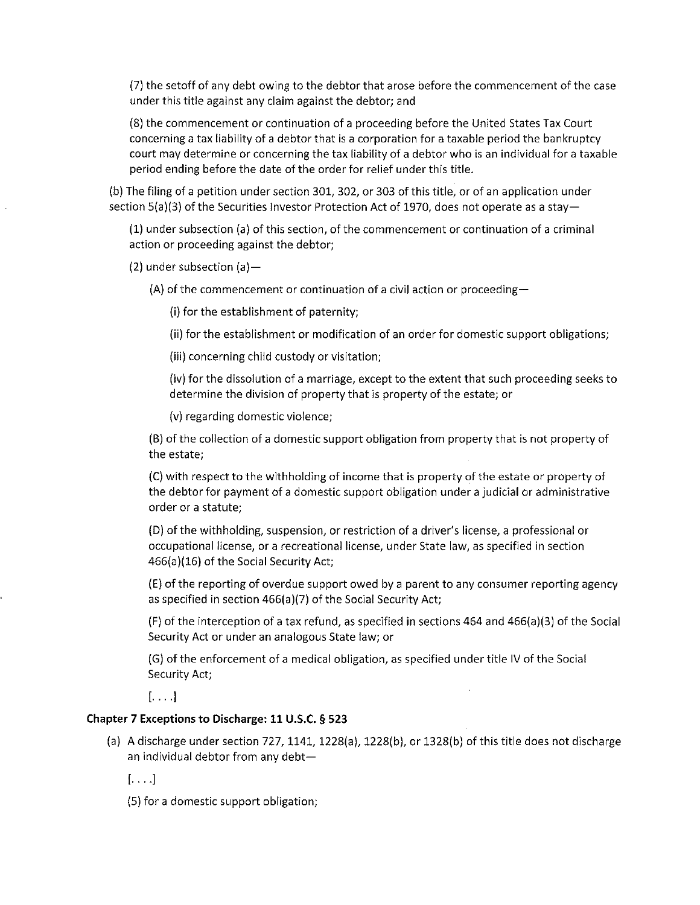(7) the setoff of any debt owing to the debtor that arose before the commencement of the case under this title against any claim against the debtor; and

(8) the commencement or continuation of a proceeding before the United States Tax Court concerning a tax liability of a debtor that is a corporation for a taxable period the bankruptcy court may determine or concerning the tax liability of a debtor who is an individual for a taxable period ending before the date of the order for relief under this title.

(b) The filing of a petition under section 301, 302, or 303 of this title, or of an application under section 5(a)(3) of the Securities Investor Protection Act of 1970, does not operate as a stay—

(1) under subsection (a) of this section, of the commencement or continuation of a criminal action or proceeding against the debtor;

(2) under subsection (a)—

(A) of the commencement or continuation of a civil action or proceeding—

(i) for the establishment of paternity;

(ii) for the establishment or modification of an order for domestic support obligations;

(iii) concerning child custody or visitation;

(iv) for the dissolution of a marriage, except to the extent that such proceeding seeks to determine the division of property that is property of the estate; or

(v) regarding domestic violence;

(B) of the collection of a domestic support obligation from property that is not property of the estate;

(C) with respect to the withholding of income that is property of the estate or property of the debtor for payment of a domestic support obligation under a judicial or administrative order or a statute;

(D) of the withholding, suspension, or restriction of a driver's license, a professional or occupational license, or a recreational license, under State law, as specified in section 466(a)(16) of the Social Security Act;

(E) of the reporting of overdue support owed by a parent to any consumer reporting agency as specified in section 466(a)(7) of the Social Security Act;

(F) of the interception of a tax refund, as specified in sections 464 and 466(a)(3) of the Social Security Act or under an analogous State law; or

(G) of the enforcement of a medical obligation, as specified under title IV of the Social Security Act;

[. . . .]

**Chapter 7 Exceptions to Discharge: 11 U.S.C. § 523**

(a) A discharge under section 727, 1141, 1228(a), 1228(b), or 1328(b) of this title does not discharge an individual debtor from any debt—

[. . . .]

(5) for a domestic support obligation;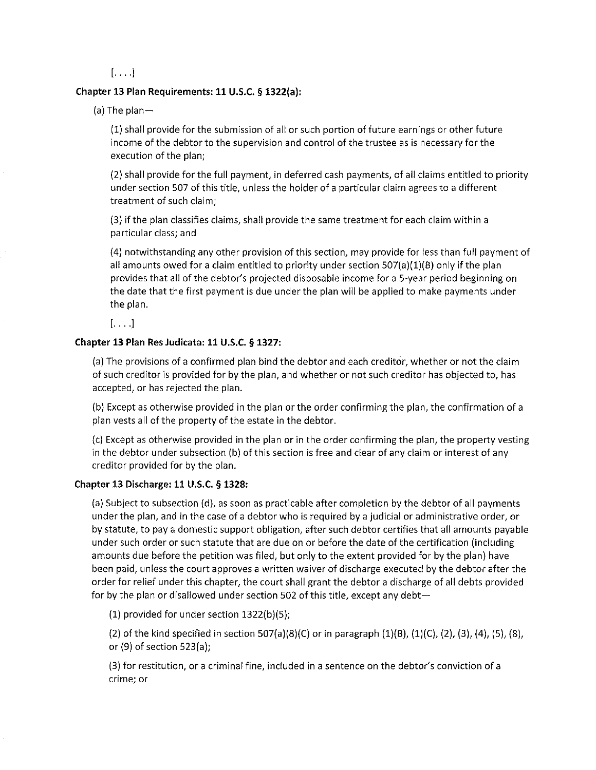[. . . .]

**Chapter 13 Plan Requirements: 11 U.S.C. § 1322(a):**

(a) The plan—

(1) shall provide for the submission of all or such portion of future earnings or other future income of the debtor to the supervision and control of the trustee as is necessary for the execution of the plan;

(2) shall provide for the full payment, in deferred cash payments, of all claims entitled to priority under section 507 of this title, unless the holder of a particular claim agrees to a different treatment of such claim;

(3) if the plan classifies claims, shall provide the same treatment for each claim within a particular class; and

(4) notwithstanding any other provision of this section, may provide for less than full payment of all amounts owed for a claim entitled to priority under section 507(a)(1)(B) only if the plan provides that all of the debtor's projected disposable income for a 5-year period beginning on the date that the first payment is due under the plan will be applied to make payments under the plan.

[. . . .]

**Chapter 13 Plan Res Judicata: 11 U.S.C. § 1327:**

(a) The provisions of a confirmed plan bind the debtor and each creditor, whether or not the claim of such creditor is provided for by the plan, and whether or not such creditor has objected to, has accepted, or has rejected the plan.

(b) Except as otherwise provided in the plan or the order confirming the plan, the confirmation of a plan vests all of the property of the estate in the debtor.

(c) Except as otherwise provided in the plan or in the order confirming the plan, the property vesting in the debtor under subsection (b) of this section is free and clear of any claim or interest of any creditor provided for by the plan.

**Chapter 13 Discharge: 11 U.S.C. § 1328:**

(a) Subject to subsection (d), as soon as practicable after completion by the debtor of all payments under the plan, and in the case of a debtor who is required by a judicial or administrative order, or by statute, to pay a domestic support obligation, after such debtor certifies that all amounts payable under such order or such statute that are due on or before the date of the certification (including amounts due before the petition was filed, but only to the extent provided for by the plan) have been paid, unless the court approves a written waiver of discharge executed by the debtor after the order for relief under this chapter, the court shall grant the debtor a discharge of all debts provided for by the plan or disallowed under section 502 of this title, except any debt—

(1) provided for under section 1322(b)(5);

(2) of the kind specified in section 507(a)(8)(C) or in paragraph (1)(B), (1)(C), (2), (3), (4), (5), (8), or (9) of section 523(a);

(3) for restitution, or a criminal fine, included in a sentence on the debtor's conviction of a crime; or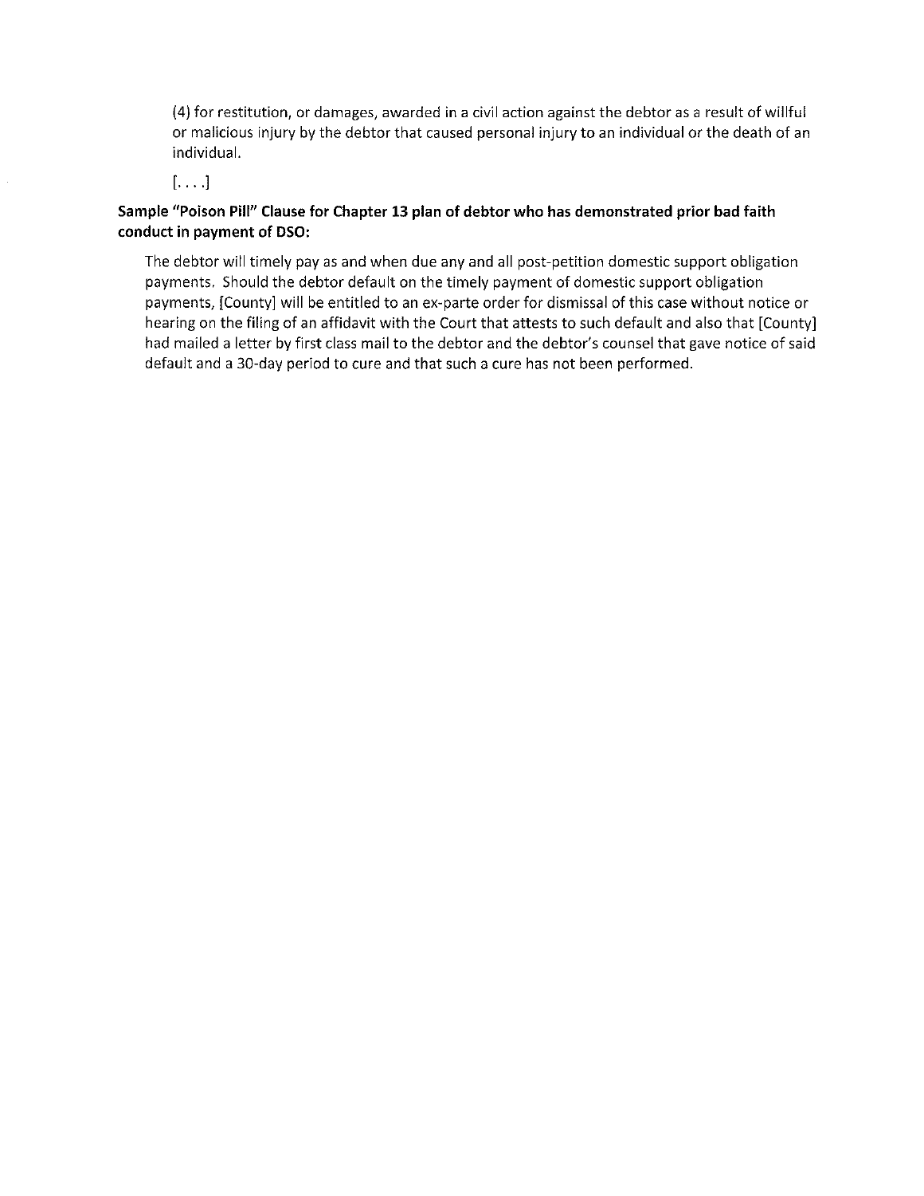(4) for restitution, or damages, awarded in a civil action against the debtor as a result of willful or malicious injury by the debtor that caused personal injury to an individual or the death of an individual.

[. . . .]

**Sample "Poison Pill" Clause for Chapter 13 plan of debtor who has demonstrated prior bad faith conduct in payment of DSO:**

The debtor will timely pay as and when due any and all post-petition domestic support obligation payments. Should the debtor default on the timely payment of domestic support obligation payments, [County] will be entitled to an ex-parte order for dismissal of this case without notice or hearing on the filing of an affidavit with the Court that attests to such default and also that [County] had mailed a letter by first class mail to the debtor and the debtor's counsel that gave notice of said default and a 30-day period to cure and that such a cure has not been performed.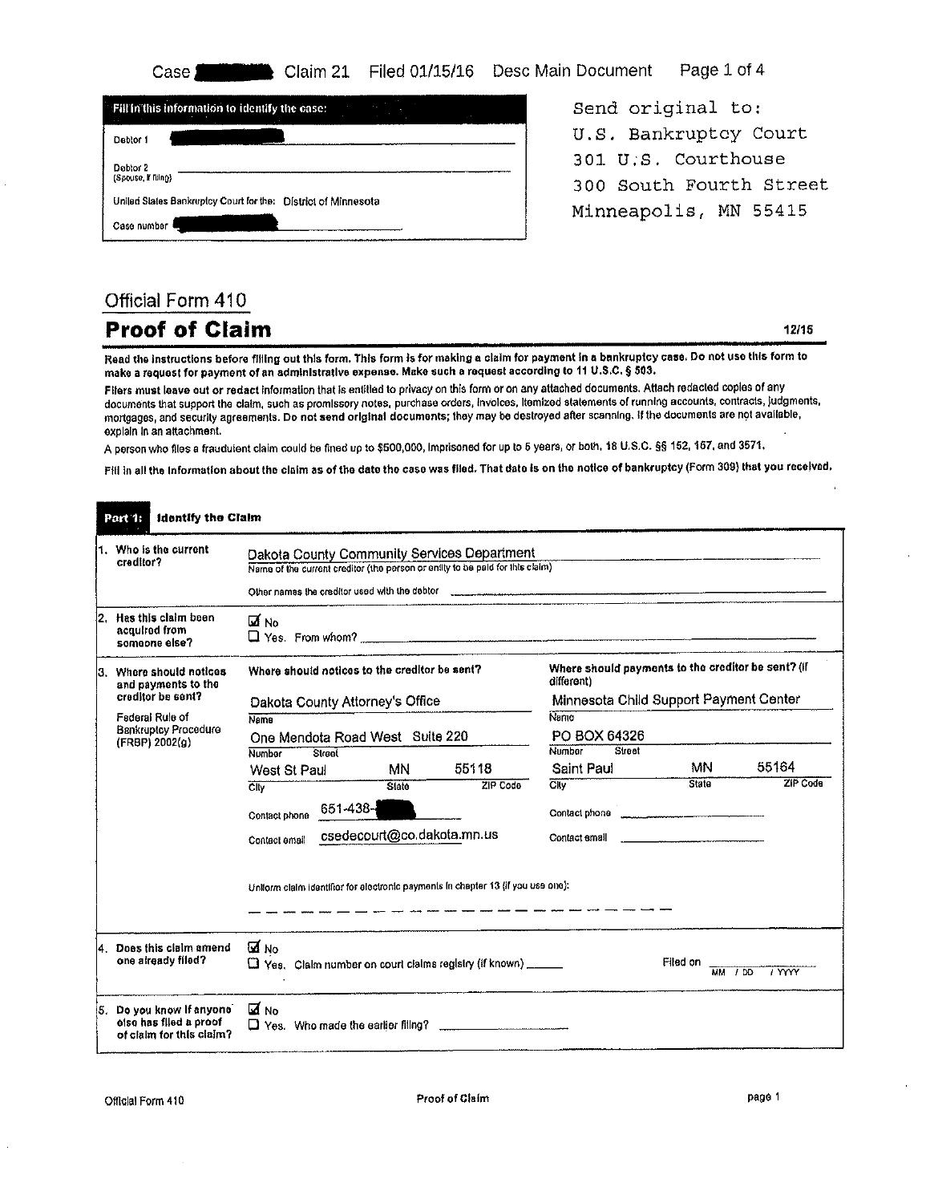| Fill in this information to identify the case: | |
|---|---|
| Debtor 1 | [redacted] |
| Debtor 2 (Spouse, if filing) | |
| United States Bankruptcy Court for the: | District of Minnesota |
| Case number | [redacted] |

Send original to:
U.S. Bankruptcy Court
301 U.S. Courthouse
300 South Fourth Street
Minneapolis, MN 55415

## Official Form 410

# Proof of Claim

12/15

**Read the instructions before filling out this form. This form is for making a claim for payment in a bankruptcy case. Do not use this form to make a request for payment of an administrative expense. Make such a request according to 11 U.S.C. § 503.**

**Filers must leave out or redact information that is entitled to privacy on this form or on any attached documents. Attach redacted copies of any documents that support the claim, such as promissory notes, purchase orders, invoices, itemized statements of running accounts, contracts, judgments, mortgages, and security agreements. Do not send original documents; they may be destroyed after scanning. If the documents are not available, explain in an attachment.**

A person who files a fraudulent claim could be fined up to $500,000, imprisoned for up to 5 years, or both. 18 U.S.C. §§ 152, 157, and 3571.

**Fill in all the information about the claim as of the date the case was filed. That date is on the notice of bankruptcy (Form 309) that you received.**

## Part 1: Identify the Claim

**1. Who is the current creditor?**

Dakota County Community Services Department
Name of the current creditor (the person or entity to be paid for this claim)

Other names the creditor used with the debtor ______

**2. Has this claim been acquired from someone else?**

☑ No
☐ Yes. From whom? ______

**3. Where should notices and payments to the creditor be sent?**

Federal Rule of Bankruptcy Procedure (FRBP) 2002(g)

| Where should notices to the creditor be sent? | Where should payments to the creditor be sent? (if different) |
|---|---|
| Name: Dakota County Attorney's Office | Name: Minnesota Child Support Payment Center |
| Number Street: One Mendota Road West Suite 220 | Number Street: PO BOX 64326 |
| City: West St Paul State: MN ZIP Code: 55118 | City: Saint Paul State: MN ZIP Code: 55164 |
| Contact phone: 651-438-[redacted] | Contact phone: ______ |
| Contact email: csedecourt@co.dakota.mn.us | Contact email: ______ |

Uniform claim identifier for electronic payments in chapter 13 (if you use one): ______

**4. Does this claim amend one already filed?**

☑ No
☐ Yes. Claim number on court claims registry (if known) ______ Filed on ______ (MM / DD / YYYY)

**5. Do you know if anyone else has filed a proof of claim for this claim?**

☑ No
☐ Yes. Who made the earlier filing? ______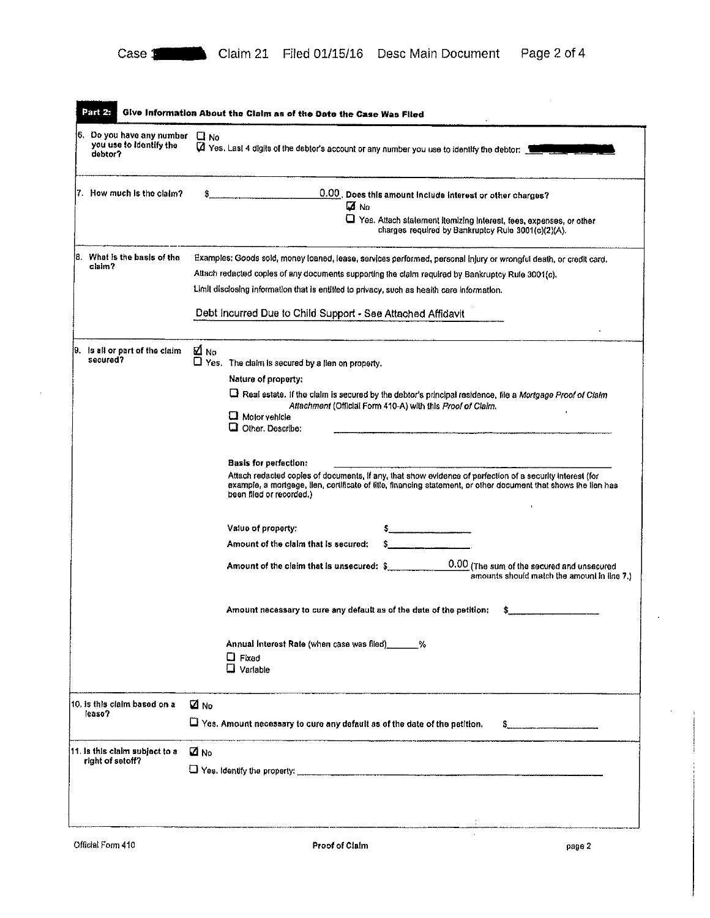**Part 2: Give Information About the Claim as of the Date the Case Was Filed**

| | |
|---|---|
| 6. Do you have any number you use to identify the debtor? | ☐ No<br>☑ Yes. Last 4 digits of the debtor's account or any number you use to identify the debtor: |
| 7. How much is the claim? | $ 0.00. Does this amount include interest or other charges?<br>☑ No<br>☐ Yes. Attach statement itemizing interest, fees, expenses, or other charges required by Bankruptcy Rule 3001(c)(2)(A). |
| 8. What is the basis of the claim? | Examples: Goods sold, money loaned, lease, services performed, personal injury or wrongful death, or credit card.<br>Attach redacted copies of any documents supporting the claim required by Bankruptcy Rule 3001(c).<br>Limit disclosing information that is entitled to privacy, such as health care information.<br><br>Debt Incurred Due to Child Support - See Attached Affidavit |
| 9. Is all or part of the claim secured? | ☑ No<br>☐ Yes. The claim is secured by a lien on property.<br>**Nature of property:**<br>☐ Real estate. If the claim is secured by the debtor's principal residence, file a *Mortgage Proof of Claim Attachment* (Official Form 410-A) with this *Proof of Claim*.<br>☐ Motor vehicle<br>☐ Other. Describe: ______<br><br>**Basis for perfection:** ______<br>Attach redacted copies of documents, if any, that show evidence of perfection of a security interest (for example, a mortgage, lien, certificate of title, financing statement, or other document that shows the lien has been filed or recorded.)<br><br>**Value of property:** $______<br>**Amount of the claim that is secured:** $______<br>**Amount of the claim that is unsecured:** $ 0.00 (The sum of the secured and unsecured amounts should match the amount in line 7.)<br><br>**Amount necessary to cure any default as of the date of the petition:** $______<br><br>**Annual Interest Rate** (when case was filed)_____%<br>☐ Fixed<br>☐ Variable |
| 10. Is this claim based on a lease? | ☑ No<br>☐ Yes. Amount necessary to cure any default as of the date of the petition. $______ |
| 11. Is this claim subject to a right of setoff? | ☑ No<br>☐ Yes. Identify the property: ______ |

Official Form 410 — Proof of Claim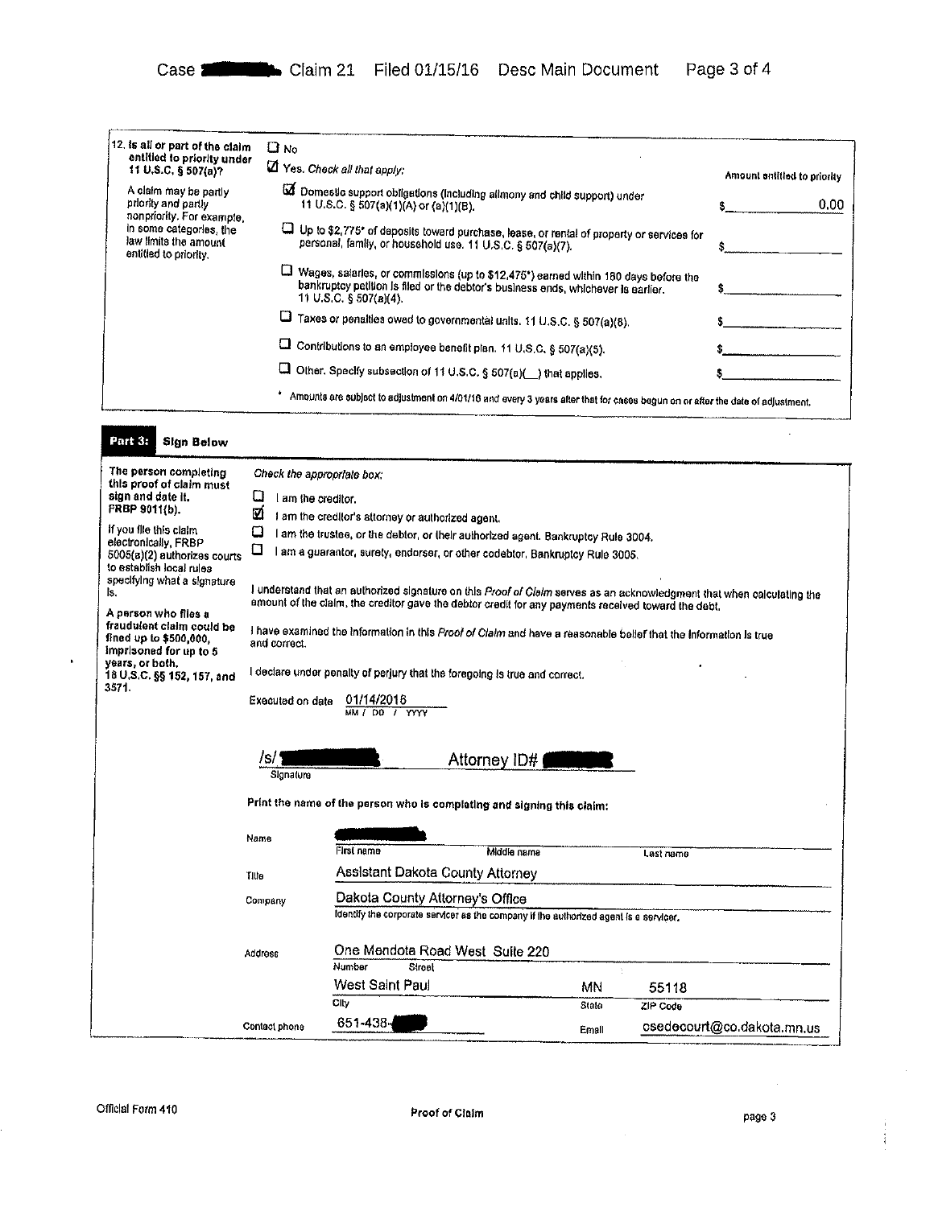**12. Is all or part of the claim entitled to priority under 11 U.S.C. § 507(a)?**

A claim may be partly priority and partly nonpriority. For example, in some categories, the law limits the amount entitled to priority.

☐ No

☑ Yes. *Check all that apply:*

| | Amount entitled to priority |
|---|---|
| ☑ Domestic support obligations (including alimony and child support) under 11 U.S.C. § 507(a)(1)(A) or (a)(1)(B). | $ 0.00 |
| ☐ Up to $2,775* of deposits toward purchase, lease, or rental of property or services for personal, family, or household use. 11 U.S.C. § 507(a)(7). | $ |
| ☐ Wages, salaries, or commissions (up to $12,475*) earned within 180 days before the bankruptcy petition is filed or the debtor's business ends, whichever is earlier. 11 U.S.C. § 507(a)(4). | $ |
| ☐ Taxes or penalties owed to governmental units. 11 U.S.C. § 507(a)(8). | $ |
| ☐ Contributions to an employee benefit plan. 11 U.S.C. § 507(a)(5). | $ |
| ☐ Other. Specify subsection of 11 U.S.C. § 507(a)(__) that applies. | $ |

\* Amounts are subject to adjustment on 4/01/16 and every 3 years after that for cases begun on or after the date of adjustment.

## Part 3: Sign Below

**The person completing this proof of claim must sign and date it. FRBP 9011(b).**

If you file this claim electronically, FRBP 5005(a)(2) authorizes courts to establish local rules specifying what a signature is.

**A person who files a fraudulent claim could be fined up to $500,000, imprisoned for up to 5 years, or both. 18 U.S.C. §§ 152, 157, and 3571.**

*Check the appropriate box:*

☐ I am the creditor.

☑ I am the creditor's attorney or authorized agent.

☐ I am the trustee, or the debtor, or their authorized agent. Bankruptcy Rule 3004.

☐ I am a guarantor, surety, endorser, or other codebtor. Bankruptcy Rule 3005.

I understand that an authorized signature on this *Proof of Claim* serves as an acknowledgment that when calculating the amount of the claim, the creditor gave the debtor credit for any payments received toward the debt.

I have examined the information in this *Proof of Claim* and have a reasonable belief that the information is true and correct.

I declare under penalty of perjury that the foregoing is true and correct.

Executed on date 01/14/2016
MM / DD / YYYY

/s/ [redacted] Attorney ID# [redacted]
Signature

**Print the name of the person who is completing and signing this claim:**

| | | | |
|---|---|---|---|
| Name | [redacted] (First name / Middle name / Last name) | | |
| Title | Assistant Dakota County Attorney | | |
| Company | Dakota County Attorney's Office (Identify the corporate servicer as the company if the authorized agent is a servicer.) | | |
| Address | One Mendota Road West Suite 220 (Number / Street) | | |
| | West Saint Paul (City) | MN (State) | 55118 (ZIP Code) |
| Contact phone | 651-438-[redacted] | Email | csedecourt@co.dakota.mn.us |

Official Form 410 — Proof of Claim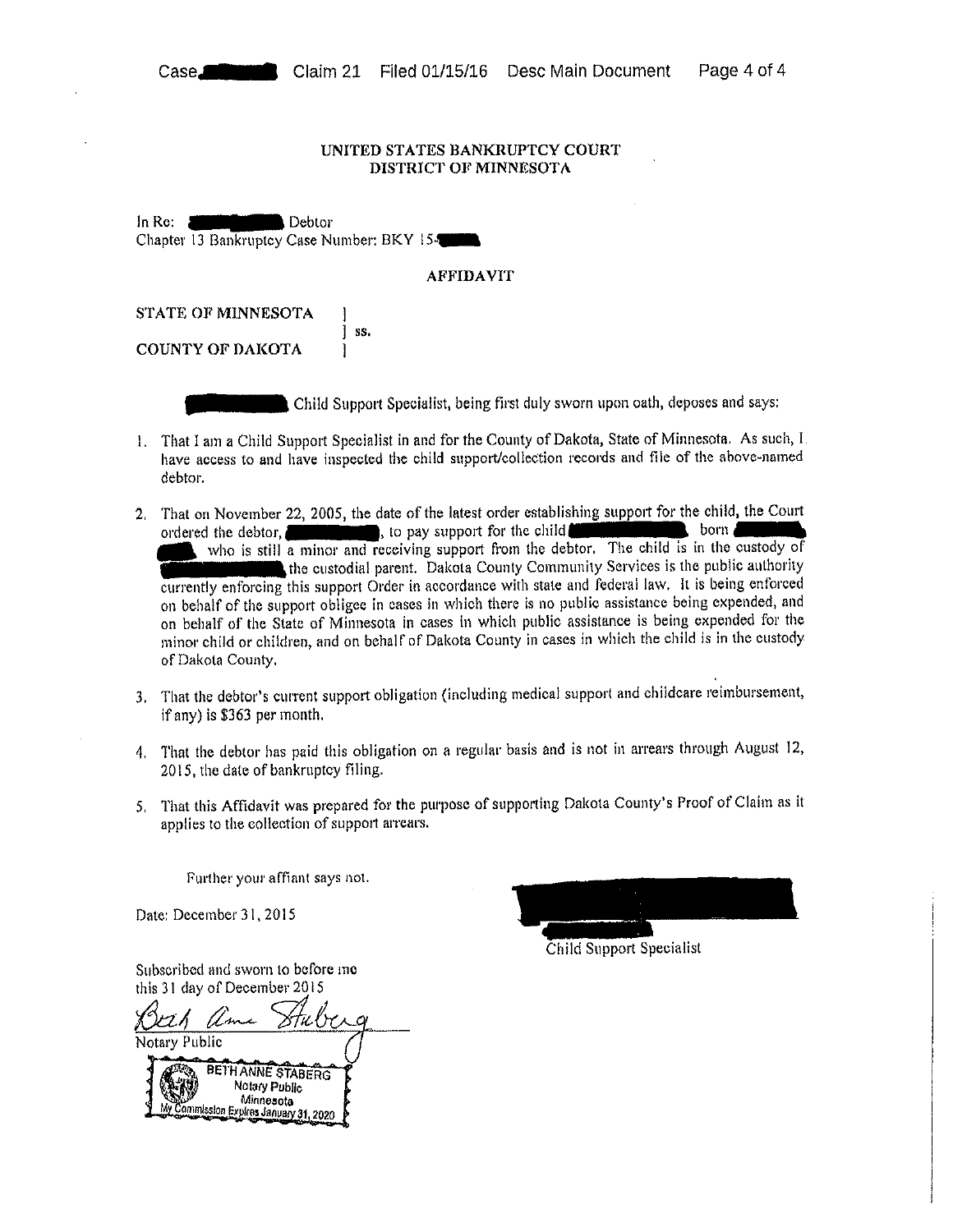UNITED STATES BANKRUPTCY COURT
DISTRICT OF MINNESOTA

In Re: Debtor
Chapter 13 Bankruptcy Case Number: BKY 15-

**AFFIDAVIT**

STATE OF MINNESOTA ]
] ss.
COUNTY OF DAKOTA ]

Child Support Specialist, being first duly sworn upon oath, deposes and says:

1. That I am a Child Support Specialist in and for the County of Dakota, State of Minnesota. As such, I have access to and have inspected the child support/collection records and file of the above-named debtor.

2. That on November 22, 2005, the date of the latest order establishing support for the child, the Court ordered the debtor, , to pay support for the child born who is still a minor and receiving support from the debtor. The child is in the custody of the custodial parent. Dakota County Community Services is the public authority currently enforcing this support Order in accordance with state and federal law. It is being enforced on behalf of the support obligee in cases in which there is no public assistance being expended, and on behalf of the State of Minnesota in cases in which public assistance is being expended for the minor child or children, and on behalf of Dakota County in cases in which the child is in the custody of Dakota County.

3. That the debtor's current support obligation (including medical support and childcare reimbursement, if any) is $363 per month.

4. That the debtor has paid this obligation on a regular basis and is not in arrears through August 12, 2015, the date of bankruptcy filing.

5. That this Affidavit was prepared for the purpose of supporting Dakota County's Proof of Claim as it applies to the collection of support arrears.

Further your affiant says not.

Date: December 31, 2015

Child Support Specialist

Subscribed and sworn to before me
this 31 day of December 2015

Beth Anne Staberg
Notary Public

BETH ANNE STABERG
Notary Public
Minnesota
My Commission Expires January 31, 2020